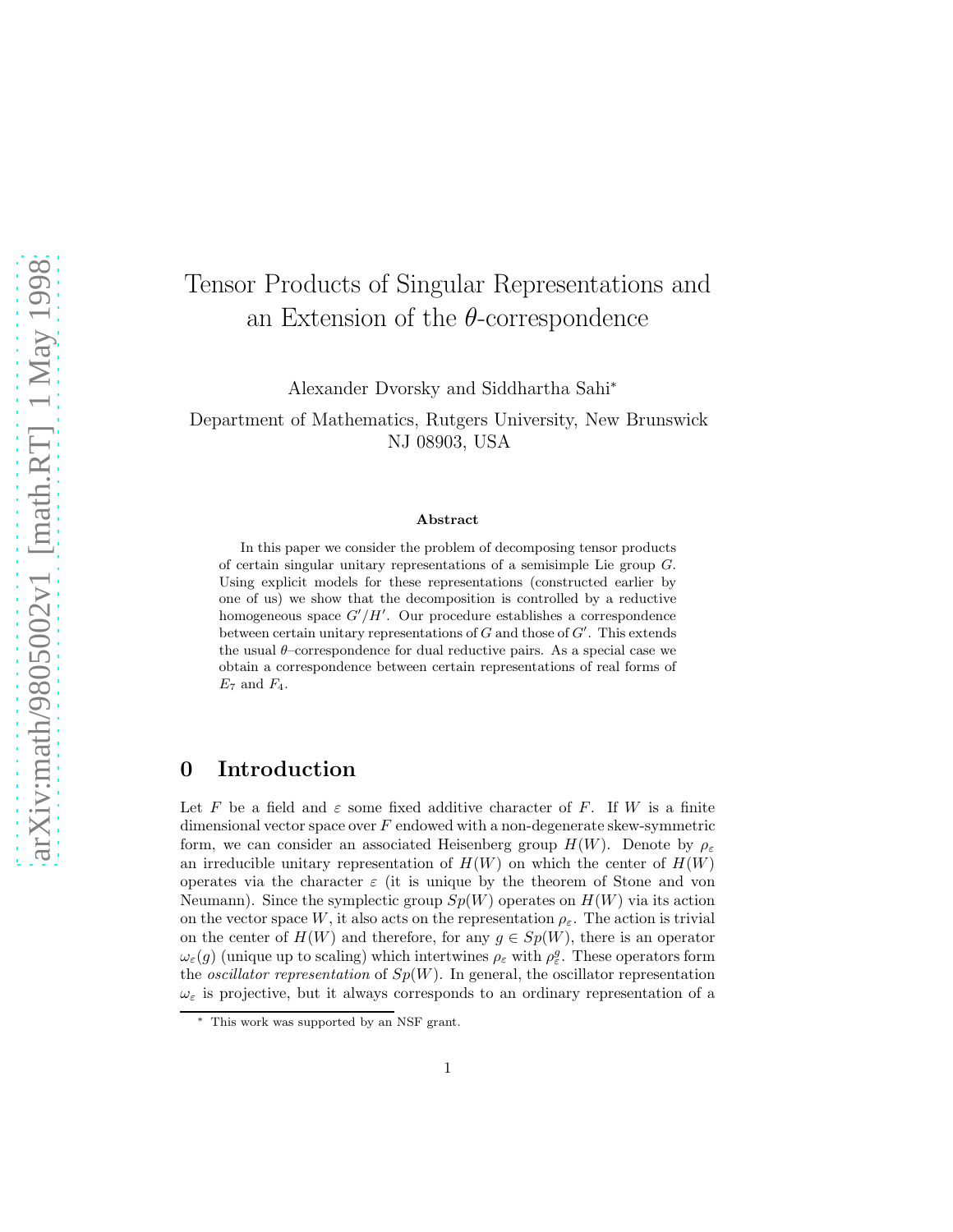# Tensor Products of Singular Representations and an Extension of the $\theta$-correspondence

Alexander Dvorsky and Siddhartha Sahi*

Department of Mathematics, Rutgers University, New Brunswick NJ 08903, USA

### Abstract

In this paper we consider the problem of decomposing tensor products of certain singular unitary representations of a semisimple Lie group $G$. Using explicit models for these representations (constructed earlier by one of us) we show that the decomposition is controlled by a reductive homogeneous space $G'/H'$. Our procedure establishes a correspondence between certain unitary representations of $G$ and those of $G'$. This extends the usual $\theta$–correspondence for dual reductive pairs. As a special case we obtain a correspondence between certain representations of real forms of $E_7$ and $F_4$.

## 0 Introduction

Let $F$ be a field and $\varepsilon$ some fixed additive character of $F$. If $W$ is a finite dimensional vector space over $F$ endowed with a non-degenerate skew-symmetric form, we can consider an associated Heisenberg group $H(W)$. Denote by $\rho_\varepsilon$ an irreducible unitary representation of $H(W)$ on which the center of $H(W)$ operates via the character $\varepsilon$ (it is unique by the theorem of Stone and von Neumann). Since the symplectic group $Sp(W)$ operates on $H(W)$ via its action on the vector space $W$, it also acts on the representation $\rho_\varepsilon$. The action is trivial on the center of $H(W)$ and therefore, for any $g \in Sp(W)$, there is an operator $\omega_\varepsilon(g)$ (unique up to scaling) which intertwines $\rho_\varepsilon$ with $\rho_\varepsilon^g$. These operators form the *oscillator representation* of $Sp(W)$. In general, the oscillator representation $\omega_\varepsilon$ is projective, but it always corresponds to an ordinary representation of a

* This work was supported by an NSF grant.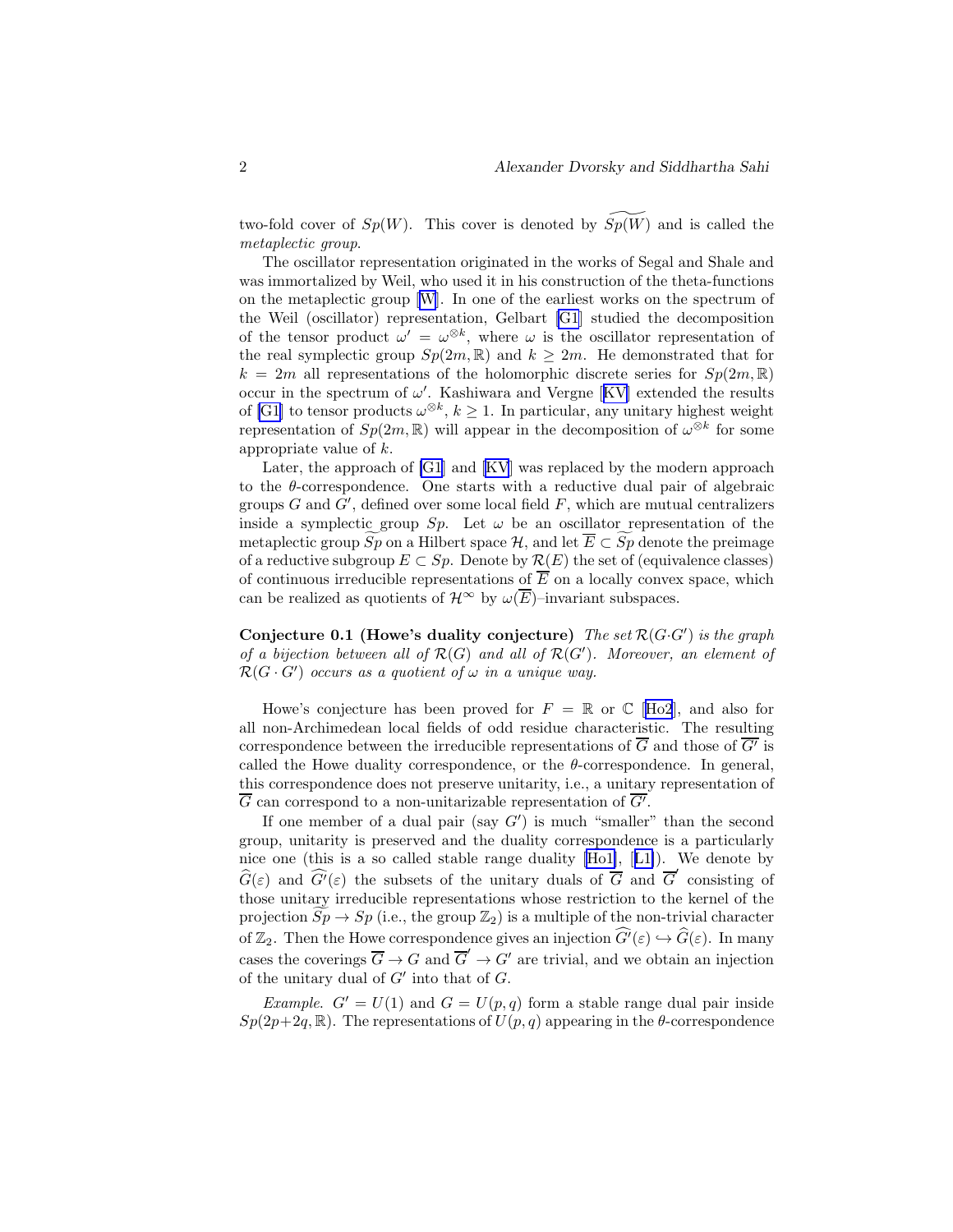two-fold cover of $Sp(W)$. This cover is denoted by $\widetilde{Sp(W)}$ and is called the *metaplectic group*.

The oscillator representation originated in the works of Segal and Shale and was immortalized by Weil, who used it in his construction of the theta-functions on the metaplectic group [W]. In one of the earliest works on the spectrum of the Weil (oscillator) representation, Gelbart [G1] studied the decomposition of the tensor product $\omega' = \omega^{\otimes k}$, where $\omega$ is the oscillator representation of the real symplectic group $Sp(2m, \mathbb{R})$ and $k \geq 2m$. He demonstrated that for $k = 2m$ all representations of the holomorphic discrete series for $Sp(2m, \mathbb{R})$ occur in the spectrum of $\omega'$. Kashiwara and Vergne [KV] extended the results of [G1] to tensor products $\omega^{\otimes k}$, $k \geq 1$. In particular, any unitary highest weight representation of $Sp(2m, \mathbb{R})$ will appear in the decomposition of $\omega^{\otimes k}$ for some appropriate value of $k$.

Later, the approach of [G1] and [KV] was replaced by the modern approach to the $\theta$-correspondence. One starts with a reductive dual pair of algebraic groups $G$ and $G'$, defined over some local field $F$, which are mutual centralizers inside a symplectic group $Sp$. Let $\omega$ be an oscillator representation of the metaplectic group $\widetilde{Sp}$ on a Hilbert space $\mathcal{H}$, and let $\overline{E} \subset \widetilde{Sp}$ denote the preimage of a reductive subgroup $E \subset Sp$. Denote by $\mathcal{R}(E)$ the set of (equivalence classes) of continuous irreducible representations of $\overline{E}$ on a locally convex space, which can be realized as quotients of $\mathcal{H}^\infty$ by $\omega(\overline{E})$–invariant subspaces.

**Conjecture 0.1 (Howe's duality conjecture)** *The set $\mathcal{R}(G{\cdot}G')$ is the graph of a bijection between all of $\mathcal{R}(G)$ and all of $\mathcal{R}(G')$. Moreover, an element of $\mathcal{R}(G \cdot G')$ occurs as a quotient of $\omega$ in a unique way.*

Howe's conjecture has been proved for $F = \mathbb{R}$ or $\mathbb{C}$ [Ho2], and also for all non-Archimedean local fields of odd residue characteristic. The resulting correspondence between the irreducible representations of $\overline{G}$ and those of $\overline{G'}$ is called the Howe duality correspondence, or the $\theta$-correspondence. In general, this correspondence does not preserve unitarity, i.e., a unitary representation of $\overline{G}$ can correspond to a non-unitarizable representation of $\overline{G'}$.

If one member of a dual pair (say $G'$) is much "smaller" than the second group, unitarity is preserved and the duality correspondence is a particularly nice one (this is a so called stable range duality [Ho1], [L1]). We denote by $\widehat{G}(\varepsilon)$ and $\widehat{G'}(\varepsilon)$ the subsets of the unitary duals of $\overline{G}$ and $\overline{G}'$ consisting of those unitary irreducible representations whose restriction to the kernel of the projection $\widetilde{Sp} \to Sp$ (i.e., the group $\mathbb{Z}_2$) is a multiple of the non-trivial character of $\mathbb{Z}_2$. Then the Howe correspondence gives an injection $\widehat{G'}(\varepsilon) \hookrightarrow \widehat{G}(\varepsilon)$. In many cases the coverings $\overline{G} \to G$ and $\overline{G}' \to G'$ are trivial, and we obtain an injection of the unitary dual of $G'$ into that of $G$.

*Example.* $G' = U(1)$ and $G = U(p, q)$ form a stable range dual pair inside $Sp(2p{+}2q, \mathbb{R})$. The representations of $U(p, q)$ appearing in the $\theta$-correspondence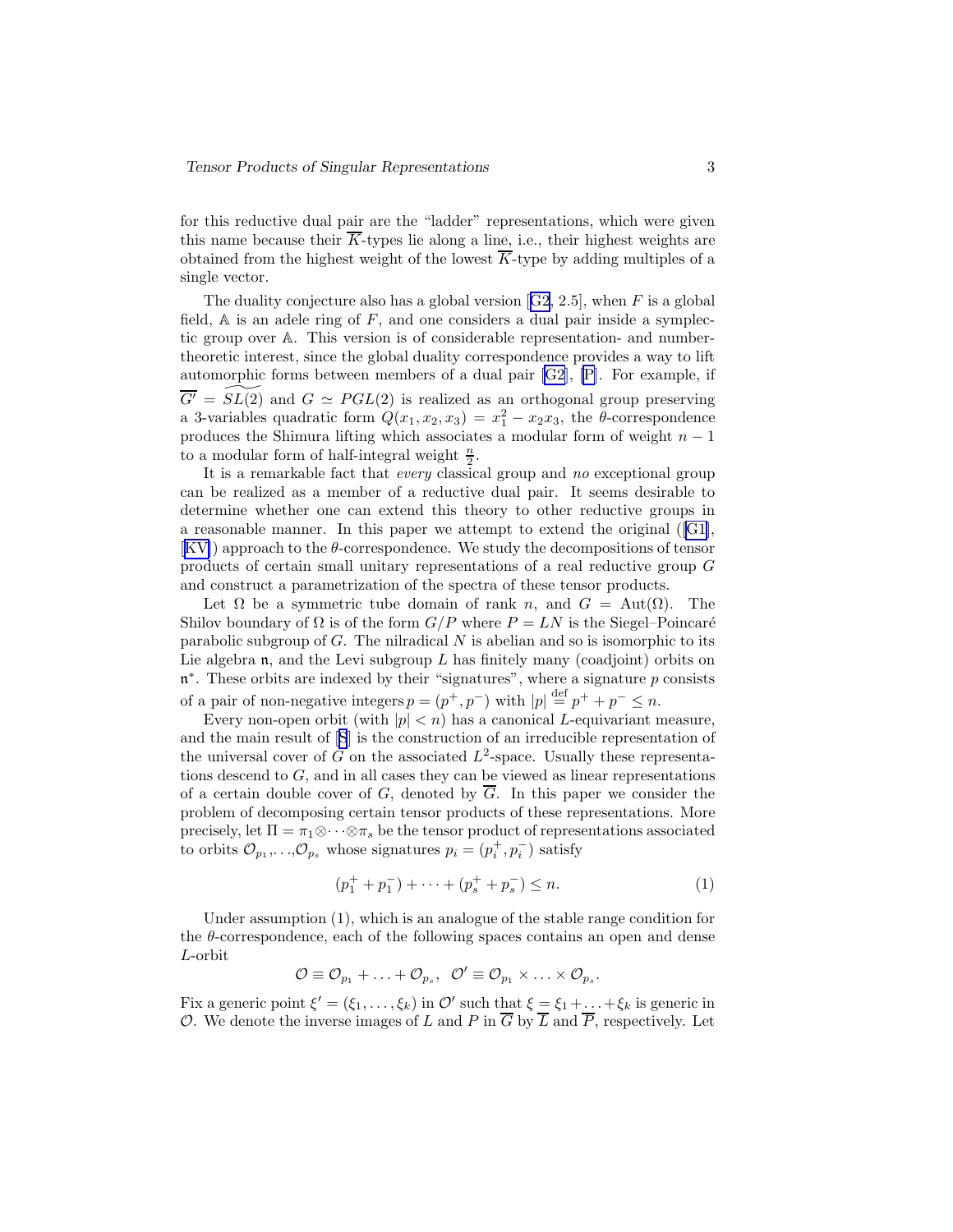for this reductive dual pair are the "ladder" representations, which were given this name because their $\overline{K}$-types lie along a line, i.e., their highest weights are obtained from the highest weight of the lowest $\overline{K}$-type by adding multiples of a single vector.

The duality conjecture also has a global version [G2, 2.5], when $F$ is a global field, $\mathbb{A}$ is an adele ring of $F$, and one considers a dual pair inside a symplectic group over $\mathbb{A}$. This version is of considerable representation- and number-theoretic interest, since the global duality correspondence provides a way to lift automorphic forms between members of a dual pair [G2], [P]. For example, if $\overline{G'} = \widetilde{SL(2)}$ and $G \simeq PGL(2)$ is realized as an orthogonal group preserving a 3-variables quadratic form $Q(x_1, x_2, x_3) = x_1^2 - x_2 x_3$, the $\theta$-correspondence produces the Shimura lifting which associates a modular form of weight $n-1$ to a modular form of half-integral weight $\frac{n}{2}$.

It is a remarkable fact that *every* classical group and *no* exceptional group can be realized as a member of a reductive dual pair. It seems desirable to determine whether one can extend this theory to other reductive groups in a reasonable manner. In this paper we attempt to extend the original ([G1], [KV]) approach to the $\theta$-correspondence. We study the decompositions of tensor products of certain small unitary representations of a real reductive group $G$ and construct a parametrization of the spectra of these tensor products.

Let $\Omega$ be a symmetric tube domain of rank $n$, and $G = \mathrm{Aut}(\Omega)$. The Shilov boundary of $\Omega$ is of the form $G/P$ where $P = LN$ is the Siegel–Poincaré parabolic subgroup of $G$. The nilradical $N$ is abelian and so is isomorphic to its Lie algebra $\mathfrak{n}$, and the Levi subgroup $L$ has finitely many (coadjoint) orbits on $\mathfrak{n}^*$. These orbits are indexed by their "signatures", where a signature $p$ consists of a pair of non-negative integers $p = (p^+, p^-)$ with $|p| \overset{\text{def}}{=} p^+ + p^- \leq n$.

Every non-open orbit (with $|p| < n$) has a canonical $L$-equivariant measure, and the main result of [S] is the construction of an irreducible representation of the universal cover of $G$ on the associated $L^2$-space. Usually these representations descend to $G$, and in all cases they can be viewed as linear representations of a certain double cover of $G$, denoted by $\overline{G}$. In this paper we consider the problem of decomposing certain tensor products of these representations. More precisely, let $\Pi = \pi_1 \otimes \cdots \otimes \pi_s$ be the tensor product of representations associated to orbits $\mathcal{O}_{p_1}, \ldots, \mathcal{O}_{p_s}$ whose signatures $p_i = (p_i^+, p_i^-)$ satisfy

$$(p_1^+ + p_1^-) + \cdots + (p_s^+ + p_s^-) \leq n. \tag{1}$$

Under assumption (1), which is an analogue of the stable range condition for the $\theta$-correspondence, each of the following spaces contains an open and dense $L$-orbit

$$\mathcal{O} \equiv \mathcal{O}_{p_1} + \ldots + \mathcal{O}_{p_s}, \quad \mathcal{O}' \equiv \mathcal{O}_{p_1} \times \ldots \times \mathcal{O}_{p_s}.$$

Fix a generic point $\xi' = (\xi_1, \ldots, \xi_k)$ in $\mathcal{O}'$ such that $\xi = \xi_1 + \ldots + \xi_k$ is generic in $\mathcal{O}$. We denote the inverse images of $L$ and $P$ in $\overline{G}$ by $\overline{L}$ and $\overline{P}$, respectively. Let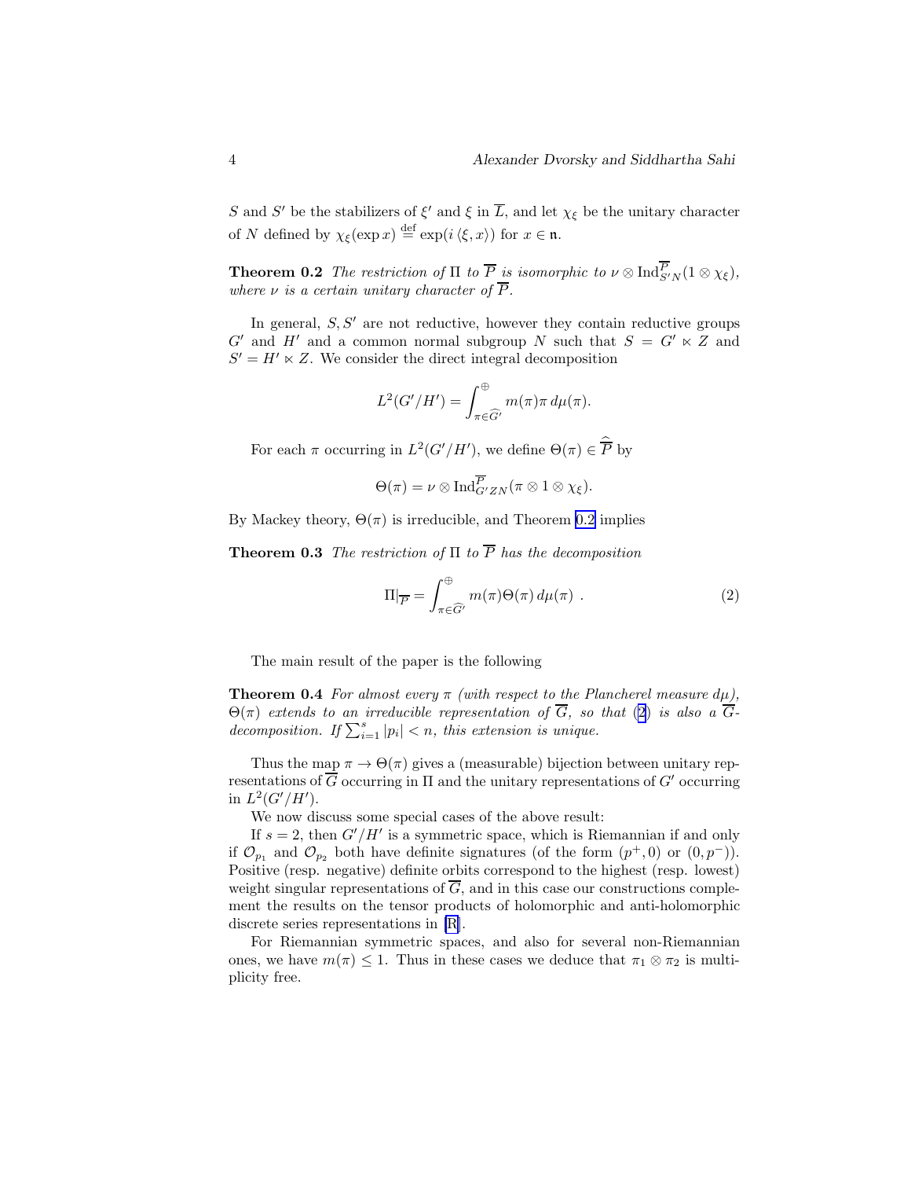$S$ and $S'$ be the stabilizers of $\xi'$ and $\xi$ in $\overline{L}$, and let $\chi_\xi$ be the unitary character of $N$ defined by $\chi_\xi(\exp x) \stackrel{\text{def}}{=} \exp(i\langle \xi, x\rangle)$ for $x \in \mathfrak{n}$.

**Theorem 0.2** *The restriction of $\Pi$ to $\overline{P}$ is isomorphic to $\nu \otimes \mathrm{Ind}_{S'N}^{\overline{P}}(1 \otimes \chi_\xi)$, where $\nu$ is a certain unitary character of $\overline{P}$.*

In general, $S, S'$ are not reductive, however they contain reductive groups $G'$ and $H'$ and a common normal subgroup $N$ such that $S = G' \ltimes Z$ and $S' = H' \ltimes Z$. We consider the direct integral decomposition

$$L^2(G'/H') = \int_{\pi\in\widehat{G'}}^{\oplus} m(\pi)\pi \, d\mu(\pi).$$

For each $\pi$ occurring in $L^2(G'/H')$, we define $\Theta(\pi) \in \widehat{\overline{P}}$ by

$$\Theta(\pi) = \nu \otimes \mathrm{Ind}_{G'ZN}^{\overline{P}}(\pi \otimes 1 \otimes \chi_\xi).$$

By Mackey theory, $\Theta(\pi)$ is irreducible, and Theorem 0.2 implies

**Theorem 0.3** *The restriction of $\Pi$ to $\overline{P}$ has the decomposition*

$$\Pi|_{\overline{P}} = \int_{\pi\in\widehat{G'}}^{\oplus} m(\pi)\Theta(\pi) \, d\mu(\pi) \ . \tag{2}$$

The main result of the paper is the following

**Theorem 0.4** *For almost every $\pi$ (with respect to the Plancherel measure $d\mu$), $\Theta(\pi)$ extends to an irreducible representation of $\overline{G}$, so that (2) is also a $\overline{G}$-decomposition. If $\sum_{i=1}^{s}|p_i| < n$, this extension is unique.*

Thus the map $\pi \to \Theta(\pi)$ gives a (measurable) bijection between unitary representations of $\overline{G}$ occurring in $\Pi$ and the unitary representations of $G'$ occurring in $L^2(G'/H')$.

We now discuss some special cases of the above result:

If $s = 2$, then $G'/H'$ is a symmetric space, which is Riemannian if and only if $\mathcal{O}_{p_1}$ and $\mathcal{O}_{p_2}$ both have definite signatures (of the form $(p^+, 0)$ or $(0, p^-)$). Positive (resp. negative) definite orbits correspond to the highest (resp. lowest) weight singular representations of $\overline{G}$, and in this case our constructions complement the results on the tensor products of holomorphic and anti-holomorphic discrete series representations in [R].

For Riemannian symmetric spaces, and also for several non-Riemannian ones, we have $m(\pi) \le 1$. Thus in these cases we deduce that $\pi_1 \otimes \pi_2$ is multiplicity free.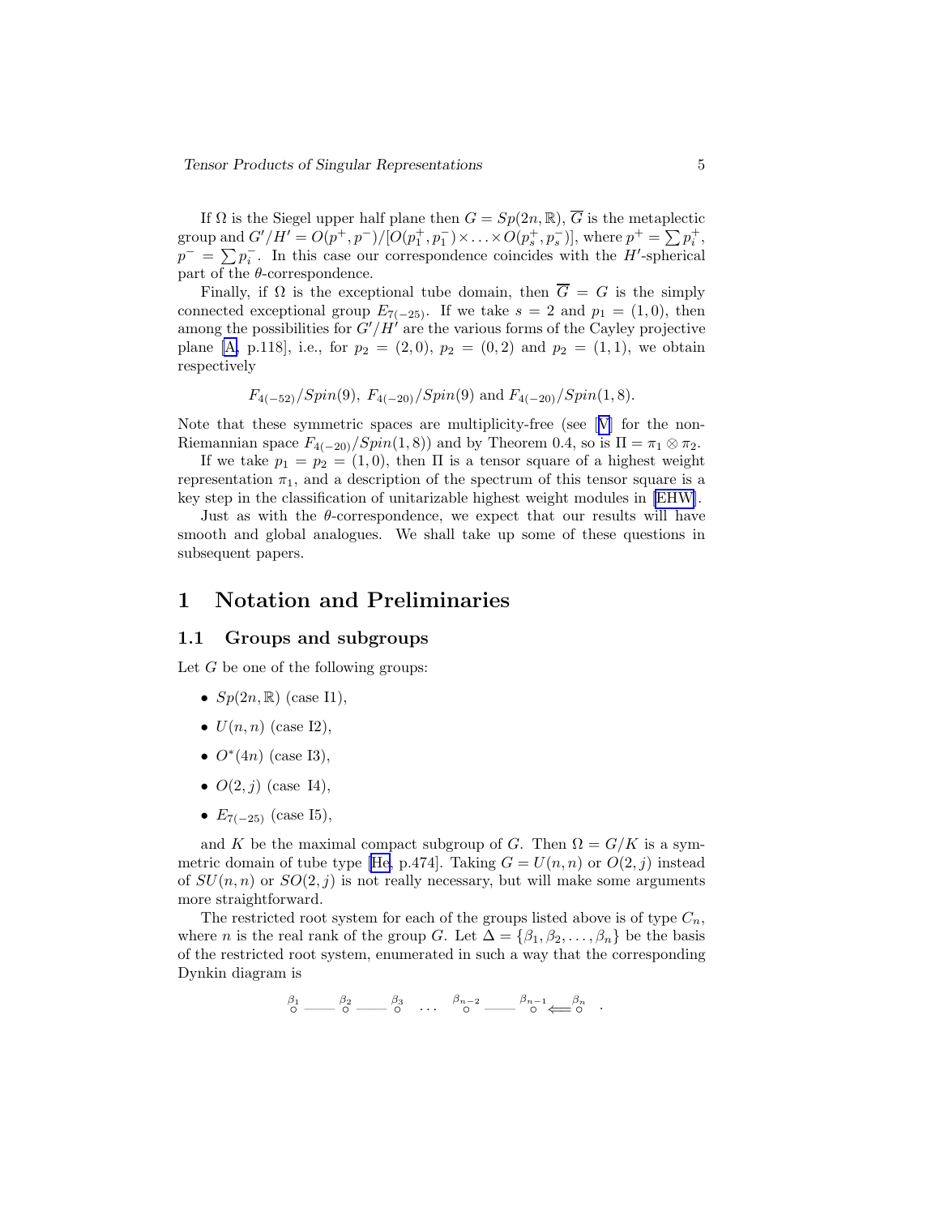If $\Omega$ is the Siegel upper half plane then $G = Sp(2n, \mathbb{R})$, $\overline{G}$ is the metaplectic group and $G'/H' = O(p^+, p^-)/[O(p_1^+, p_1^-) \times \ldots \times O(p_s^+, p_s^-)]$, where $p^+ = \sum p_i^+$, $p^- = \sum p_i^-$. In this case our correspondence coincides with the $H'$-spherical part of the $\theta$-correspondence.

Finally, if $\Omega$ is the exceptional tube domain, then $\overline{G} = G$ is the simply connected exceptional group $E_{7(-25)}$. If we take $s = 2$ and $p_1 = (1, 0)$, then among the possibilities for $G'/H'$ are the various forms of the Cayley projective plane [A, p.118], i.e., for $p_2 = (2, 0)$, $p_2 = (0, 2)$ and $p_2 = (1, 1)$, we obtain respectively

$$F_{4(-52)}/Spin(9),\ F_{4(-20)}/Spin(9) \text{ and } F_{4(-20)}/Spin(1, 8).$$

Note that these symmetric spaces are multiplicity-free (see [M] for the non-Riemannian space $F_{4(-20)}/Spin(1, 8)$) and by Theorem 0.4, so is $\Pi = \pi_1 \otimes \pi_2$.

If we take $p_1 = p_2 = (1, 0)$, then $\Pi$ is a tensor square of a highest weight representation $\pi_1$, and a description of the spectrum of this tensor square is a key step in the classification of unitarizable highest weight modules in [EHW].

Just as with the $\theta$-correspondence, we expect that our results will have smooth and global analogues. We shall take up some of these questions in subsequent papers.

# 1 Notation and Preliminaries

## 1.1 Groups and subgroups

Let $G$ be one of the following groups:

- $Sp(2n, \mathbb{R})$ (case I1),
- $U(n, n)$ (case I2),
- $O^*(4n)$ (case I3),
- $O(2, j)$ (case I4),
- $E_{7(-25)}$ (case I5),

and $K$ be the maximal compact subgroup of $G$. Then $\Omega = G/K$ is a symmetric domain of tube type [He, p.474]. Taking $G = U(n, n)$ or $O(2, j)$ instead of $SU(n, n)$ or $SO(2, j)$ is not really necessary, but will make some arguments more straightforward.

The restricted root system for each of the groups listed above is of type $C_n$, where $n$ is the real rank of the group $G$. Let $\Delta = \{\beta_1, \beta_2, \ldots, \beta_n\}$ be the basis of the restricted root system, enumerated in such a way that the corresponding Dynkin diagram is

$$\overset{\beta_1}{\circ} \text{——} \overset{\beta_2}{\circ} \text{——} \overset{\beta_3}{\circ} \quad \cdots \quad \overset{\beta_{n-2}}{\circ} \text{——} \overset{\beta_{n-1}}{\circ} \Longleftarrow \overset{\beta_n}{\circ} \quad .$$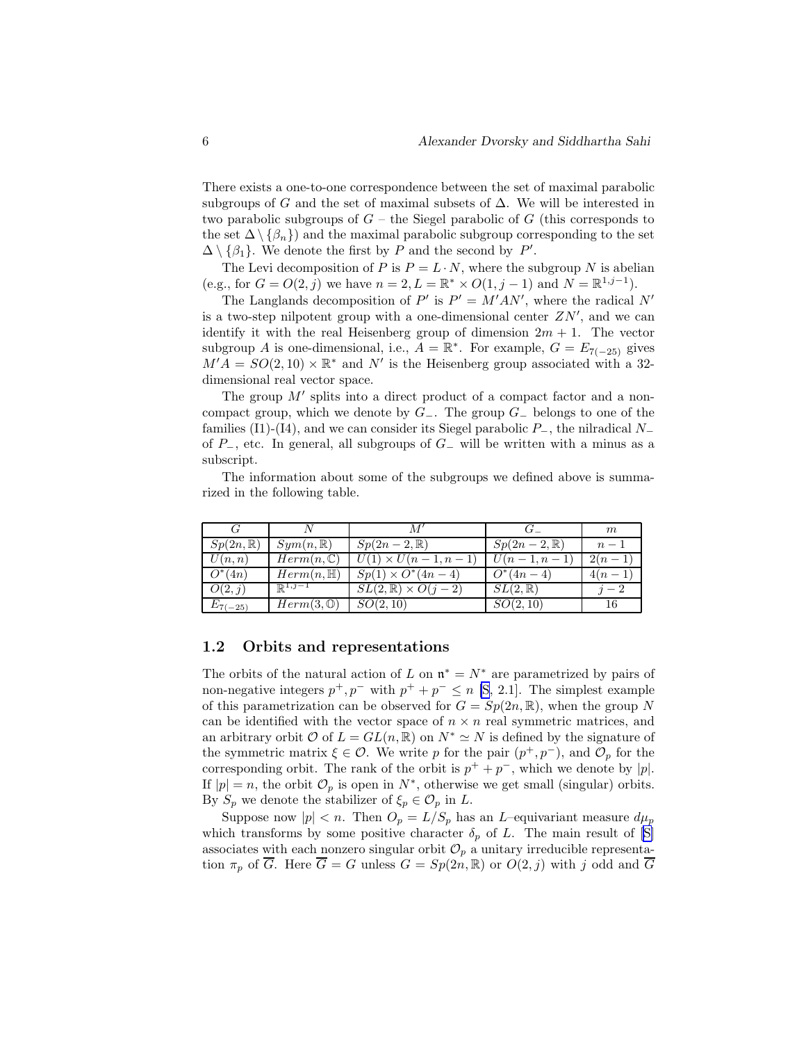There exists a one-to-one correspondence between the set of maximal parabolic subgroups of $G$ and the set of maximal subsets of $\Delta$. We will be interested in two parabolic subgroups of $G$ – the Siegel parabolic of $G$ (this corresponds to the set $\Delta \setminus \{\beta_n\}$) and the maximal parabolic subgroup corresponding to the set $\Delta \setminus \{\beta_1\}$. We denote the first by $P$ and the second by $P'$.

The Levi decomposition of $P$ is $P = L \cdot N$, where the subgroup $N$ is abelian (e.g., for $G = O(2,j)$ we have $n = 2, L = \mathbb{R}^* \times O(1, j-1)$ and $N = \mathbb{R}^{1,j-1}$).

The Langlands decomposition of $P'$ is $P' = M'AN'$, where the radical $N'$ is a two-step nilpotent group with a one-dimensional center $ZN'$, and we can identify it with the real Heisenberg group of dimension $2m+1$. The vector subgroup $A$ is one-dimensional, i.e., $A = \mathbb{R}^*$. For example, $G = E_{7(-25)}$ gives $M'A = SO(2,10) \times \mathbb{R}^*$ and $N'$ is the Heisenberg group associated with a 32-dimensional real vector space.

The group $M'$ splits into a direct product of a compact factor and a noncompact group, which we denote by $G_-$. The group $G_-$ belongs to one of the families (I1)-(I4), and we can consider its Siegel parabolic $P_-$, the nilradical $N_-$ of $P_-$, etc. In general, all subgroups of $G_-$ will be written with a minus as a subscript.

The information about some of the subgroups we defined above is summarized in the following table.

| $G$ | $N$ | $M'$ | $G_-$ | $m$ |
|---|---|---|---|---|
| $Sp(2n,\mathbb{R})$ | $Sym(n,\mathbb{R})$ | $Sp(2n-2,\mathbb{R})$ | $Sp(2n-2,\mathbb{R})$ | $n-1$ |
| $U(n,n)$ | $Herm(n,\mathbb{C})$ | $U(1)\times U(n-1,n-1)$ | $U(n-1,n-1)$ | $2(n-1)$ |
| $O^*(4n)$ | $Herm(n,\mathbb{H})$ | $Sp(1)\times O^*(4n-4)$ | $O^*(4n-4)$ | $4(n-1)$ |
| $O(2,j)$ | $\mathbb{R}^{1,j-1}$ | $SL(2,\mathbb{R})\times O(j-2)$ | $SL(2,\mathbb{R})$ | $j-2$ |
| $E_{7(-25)}$ | $Herm(3,\mathbb{O})$ | $SO(2,10)$ | $SO(2,10)$ | 16 |

### 1.2 Orbits and representations

The orbits of the natural action of $L$ on $\mathfrak{n}^* = N^*$ are parametrized by pairs of non-negative integers $p^+, p^-$ with $p^+ + p^- \leq n$ [S, 2.1]. The simplest example of this parametrization can be observed for $G = Sp(2n,\mathbb{R})$, when the group $N$ can be identified with the vector space of $n \times n$ real symmetric matrices, and an arbitrary orbit $\mathcal{O}$ of $L = GL(n,\mathbb{R})$ on $N^* \simeq N$ is defined by the signature of the symmetric matrix $\xi \in \mathcal{O}$. We write $p$ for the pair $(p^+, p^-)$, and $\mathcal{O}_p$ for the corresponding orbit. The rank of the orbit is $p^+ + p^-$, which we denote by $|p|$. If $|p| = n$, the orbit $\mathcal{O}_p$ is open in $N^*$, otherwise we get small (singular) orbits. By $S_p$ we denote the stabilizer of $\xi_p \in \mathcal{O}_p$ in $L$.

Suppose now $|p| < n$. Then $O_p = L/S_p$ has an $L$–equivariant measure $d\mu_p$ which transforms by some positive character $\delta_p$ of $L$. The main result of [S] associates with each nonzero singular orbit $\mathcal{O}_p$ a unitary irreducible representation $\pi_p$ of $\overline{G}$. Here $\overline{G} = G$ unless $G = Sp(2n,\mathbb{R})$ or $O(2,j)$ with $j$ odd and $\overline{G}$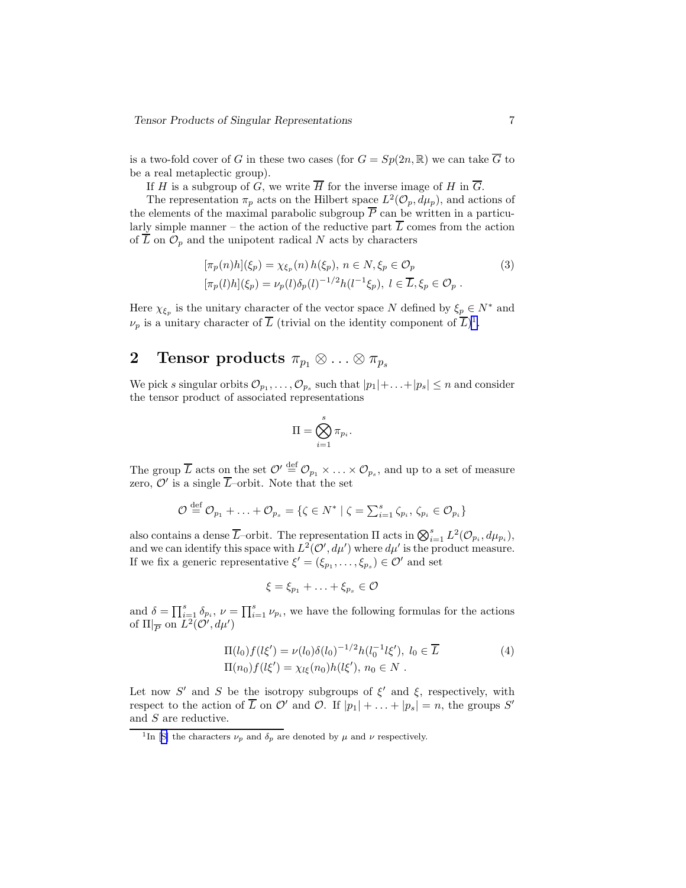is a two-fold cover of $G$ in these two cases (for $G = Sp(2n, \mathbb{R})$ we can take $\overline{G}$ to be a real metaplectic group).

If $H$ is a subgroup of $G$, we write $\overline{H}$ for the inverse image of $H$ in $\overline{G}$.

The representation $\pi_p$ acts on the Hilbert space $L^2(\mathcal{O}_p, d\mu_p)$, and actions of the elements of the maximal parabolic subgroup $\overline{P}$ can be written in a particularly simple manner – the action of the reductive part $\overline{L}$ comes from the action of $\overline{L}$ on $\mathcal{O}_p$ and the unipotent radical $N$ acts by characters

$$
\begin{aligned}
&[\pi_p(n)h](\xi_p) = \chi_{\xi_p}(n)\, h(\xi_p),\ n \in N, \xi_p \in \mathcal{O}_p \\
&[\pi_p(l)h](\xi_p) = \nu_p(l)\delta_p(l)^{-1/2} h(l^{-1}\xi_p),\ l \in \overline{L}, \xi_p \in \mathcal{O}_p\ .
\end{aligned}
\tag{3}
$$

Here $\chi_{\xi_p}$ is the unitary character of the vector space $N$ defined by $\xi_p \in N^*$ and $\nu_p$ is a unitary character of $\overline{L}$ (trivial on the identity component of $\overline{L}$)[1].

## 2 Tensor products $\pi_{p_1} \otimes \ldots \otimes \pi_{p_s}$

We pick $s$ singular orbits $\mathcal{O}_{p_1}, \ldots, \mathcal{O}_{p_s}$ such that $|p_1| + \ldots + |p_s| \leq n$ and consider the tensor product of associated representations

$$
\Pi = \bigotimes_{i=1}^{s} \pi_{p_i}.
$$

The group $\overline{L}$ acts on the set $\mathcal{O}' \stackrel{\text{def}}{=} \mathcal{O}_{p_1} \times \ldots \times \mathcal{O}_{p_s}$, and up to a set of measure zero, $\mathcal{O}'$ is a single $\overline{L}$–orbit. Note that the set

$$
\mathcal{O} \stackrel{\text{def}}{=} \mathcal{O}_{p_1} + \ldots + \mathcal{O}_{p_s} = \{\zeta \in N^* \mid \zeta = \textstyle\sum_{i=1}^{s} \zeta_{p_i},\ \zeta_{p_i} \in \mathcal{O}_{p_i}\}
$$

also contains a dense $\overline{L}$–orbit. The representation $\Pi$ acts in $\bigotimes_{i=1}^{s} L^2(\mathcal{O}_{p_i}, d\mu_{p_i})$, and we can identify this space with $L^2(\mathcal{O}', d\mu')$ where $d\mu'$ is the product measure. If we fix a generic representative $\xi' = (\xi_{p_1}, \ldots, \xi_{p_s}) \in \mathcal{O}'$ and set

$$
\xi = \xi_{p_1} + \ldots + \xi_{p_s} \in \mathcal{O}
$$

and $\delta = \prod_{i=1}^{s} \delta_{p_i}$, $\nu = \prod_{i=1}^{s} \nu_{p_i}$, we have the following formulas for the actions of $\Pi|_{\overline{P}}$ on $L^2(\mathcal{O}', d\mu')$

$$
\begin{aligned}
&\Pi(l_0)f(l\xi') = \nu(l_0)\delta(l_0)^{-1/2} h(l_0^{-1} l\xi'),\ l_0 \in \overline{L} \\
&\Pi(n_0)f(l\xi') = \chi_{l\xi}(n_0) h(l\xi'),\ n_0 \in N\ .
\end{aligned}
\tag{4}
$$

Let now $S'$ and $S$ be the isotropy subgroups of $\xi'$ and $\xi$, respectively, with respect to the action of $\overline{L}$ on $\mathcal{O}'$ and $\mathcal{O}$. If $|p_1| + \ldots + |p_s| = n$, the groups $S'$ and $S$ are reductive.

---

[1] In [8] the characters $\nu_p$ and $\delta_p$ are denoted by $\mu$ and $\nu$ respectively.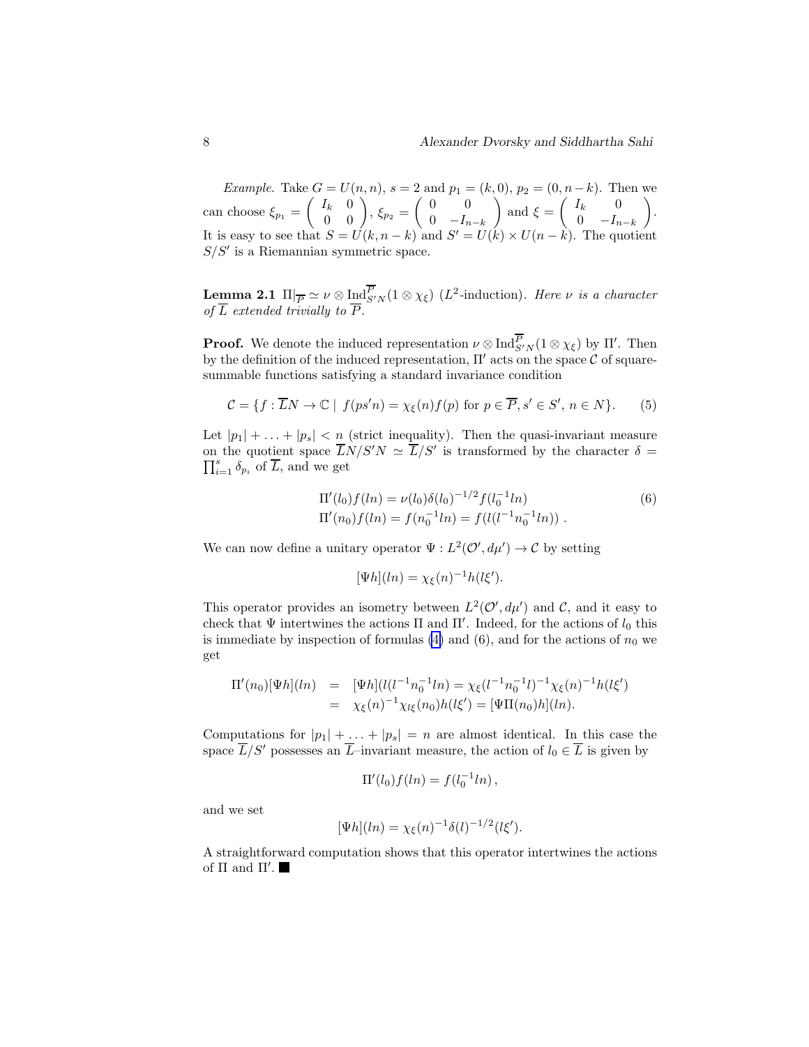*Example.* Take $G = U(n,n)$, $s = 2$ and $p_1 = (k, 0)$, $p_2 = (0, n-k)$. Then we can choose $\xi_{p_1} = \begin{pmatrix} I_k & 0 \\ 0 & 0 \end{pmatrix}$, $\xi_{p_2} = \begin{pmatrix} 0 & 0 \\ 0 & -I_{n-k} \end{pmatrix}$ and $\xi = \begin{pmatrix} I_k & 0 \\ 0 & -I_{n-k} \end{pmatrix}$. It is easy to see that $S = U(k, n-k)$ and $S' = U(k) \times U(n-k)$. The quotient $S/S'$ is a Riemannian symmetric space.

**Lemma 2.1** $\Pi|_{\overline{P}} \simeq \nu \otimes \mathrm{Ind}_{S'N}^{\overline{P}}(1 \otimes \chi_\xi)$ ($L^2$-induction). *Here $\nu$ is a character of $\overline{L}$ extended trivially to $\overline{P}$.*

**Proof.** We denote the induced representation $\nu \otimes \mathrm{Ind}_{S'N}^{\overline{P}}(1 \otimes \chi_\xi)$ by $\Pi'$. Then by the definition of the induced representation, $\Pi'$ acts on the space $\mathcal{C}$ of square-summable functions satisfying a standard invariance condition

$$\mathcal{C} = \{f : \overline{L}N \to \mathbb{C} \mid f(ps'n) = \chi_\xi(n) f(p) \text{ for } p \in \overline{P}, s' \in S', n \in N\}. \qquad (5)$$

Let $|p_1| + \ldots + |p_s| < n$ (strict inequality). Then the quasi-invariant measure on the quotient space $\overline{L}N/S'N \simeq \overline{L}/S'$ is transformed by the character $\delta = \prod_{i=1}^{s} \delta_{p_i}$ of $\overline{L}$, and we get

$$\begin{aligned} \Pi'(l_0) f(ln) &= \nu(l_0)\delta(l_0)^{-1/2} f(l_0^{-1} ln) \\ \Pi'(n_0) f(ln) &= f(n_0^{-1} ln) = f(l(l^{-1} n_0^{-1} ln)) \; . \end{aligned} \qquad (6)$$

We can now define a unitary operator $\Psi : L^2(\mathcal{O}', d\mu') \to \mathcal{C}$ by setting

$$[\Psi h](ln) = \chi_\xi(n)^{-1} h(l\xi').$$

This operator provides an isometry between $L^2(\mathcal{O}', d\mu')$ and $\mathcal{C}$, and it easy to check that $\Psi$ intertwines the actions $\Pi$ and $\Pi'$. Indeed, for the actions of $l_0$ this is immediate by inspection of formulas (4) and (6), and for the actions of $n_0$ we get

$$\begin{aligned} \Pi'(n_0)[\Psi h](ln) &= [\Psi h](l(l^{-1} n_0^{-1} ln) = \chi_\xi(l^{-1} n_0^{-1} l)^{-1} \chi_\xi(n)^{-1} h(l\xi') \\ &= \chi_\xi(n)^{-1} \chi_{l\xi}(n_0) h(l\xi') = [\Psi \Pi(n_0) h](ln). \end{aligned}$$

Computations for $|p_1| + \ldots + |p_s| = n$ are almost identical. In this case the space $\overline{L}/S'$ possesses an $\overline{L}$–invariant measure, the action of $l_0 \in \overline{L}$ is given by

$$\Pi'(l_0) f(ln) = f(l_0^{-1} ln) \, ,$$

and we set

$$[\Psi h](ln) = \chi_\xi(n)^{-1} \delta(l)^{-1/2} (l\xi').$$

A straightforward computation shows that this operator intertwines the actions of $\Pi$ and $\Pi'$. ■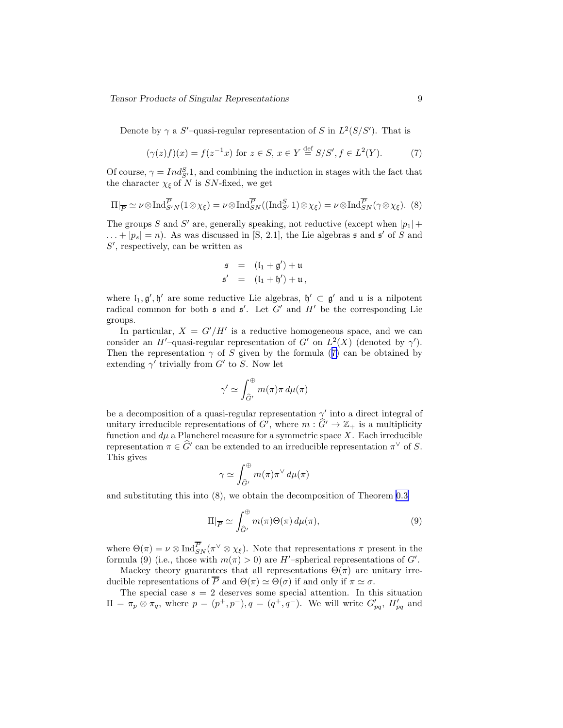Denote by $\gamma$ a $S'$–quasi-regular representation of $S$ in $L^2(S/S')$. That is

$$(\gamma(z)f)(x) = f(z^{-1}x) \text{ for } z \in S,\, x \in Y \stackrel{\text{def}}{=} S/S', f \in L^2(Y). \tag{7}$$

Of course, $\gamma = Ind_{S'}^{S} 1$, and combining the induction in stages with the fact that the character $\chi_\xi$ of $N$ is $SN$-fixed, we get

$$\Pi|_{\overline{P}} \simeq \nu \otimes \mathrm{Ind}_{S'N}^{\overline{P}}(1 \otimes \chi_\xi) = \nu \otimes \mathrm{Ind}_{SN}^{\overline{P}}((\mathrm{Ind}_{S'}^{S} 1) \otimes \chi_\xi) = \nu \otimes \mathrm{Ind}_{SN}^{\overline{P}}(\gamma \otimes \chi_\xi). \tag{8}$$

The groups $S$ and $S'$ are, generally speaking, not reductive (except when $|p_1| + \ldots + |p_s| = n$). As was discussed in [S, 2.1], the Lie algebras $\mathfrak{s}$ and $\mathfrak{s}'$ of $S$ and $S'$, respectively, can be written as

$$\begin{aligned} \mathfrak{s} &= (\mathfrak{l}_1 + \mathfrak{g}') + \mathfrak{u} \\ \mathfrak{s}' &= (\mathfrak{l}_1 + \mathfrak{h}') + \mathfrak{u}\,, \end{aligned}$$

where $\mathfrak{l}_1, \mathfrak{g}', \mathfrak{h}'$ are some reductive Lie algebras, $\mathfrak{h}' \subset \mathfrak{g}'$ and $\mathfrak{u}$ is a nilpotent radical common for both $\mathfrak{s}$ and $\mathfrak{s}'$. Let $G'$ and $H'$ be the corresponding Lie groups.

In particular, $X = G'/H'$ is a reductive homogeneous space, and we can consider an $H'$–quasi-regular representation of $G'$ on $L^2(X)$ (denoted by $\gamma'$). Then the representation $\gamma$ of $S$ given by the formula (7) can be obtained by extending $\gamma'$ trivially from $G'$ to $S$. Now let

$$\gamma' \simeq \int_{\widehat{G}'}^{\oplus} m(\pi)\pi \, d\mu(\pi)$$

be a decomposition of a quasi-regular representation $\gamma'$ into a direct integral of unitary irreducible representations of $G'$, where $m : \widehat{G}' \to \mathbb{Z}_+$ is a multiplicity function and $d\mu$ a Plancherel measure for a symmetric space $X$. Each irreducible representation $\pi \in \widehat{G}'$ can be extended to an irreducible representation $\pi^\vee$ of $S$. This gives

$$\gamma \simeq \int_{\widehat{G}'}^{\oplus} m(\pi)\pi^\vee \, d\mu(\pi)$$

and substituting this into (8), we obtain the decomposition of Theorem 0.3

$$\Pi|_{\overline{P}} \simeq \int_{\widehat{G}'}^{\oplus} m(\pi)\Theta(\pi) \, d\mu(\pi), \tag{9}$$

where $\Theta(\pi) = \nu \otimes \mathrm{Ind}_{SN}^{\overline{P}}(\pi^\vee \otimes \chi_\xi)$. Note that representations $\pi$ present in the formula (9) (i.e., those with $m(\pi) > 0$) are $H'$–spherical representations of $G'$.

Mackey theory guarantees that all representations $\Theta(\pi)$ are unitary irreducible representations of $\overline{P}$ and $\Theta(\pi) \simeq \Theta(\sigma)$ if and only if $\pi \simeq \sigma$.

The special case $s = 2$ deserves some special attention. In this situation $\Pi = \pi_p \otimes \pi_q$, where $p = (p^+, p^-), q = (q^+, q^-)$. We will write $G'_{pq}$, $H'_{pq}$ and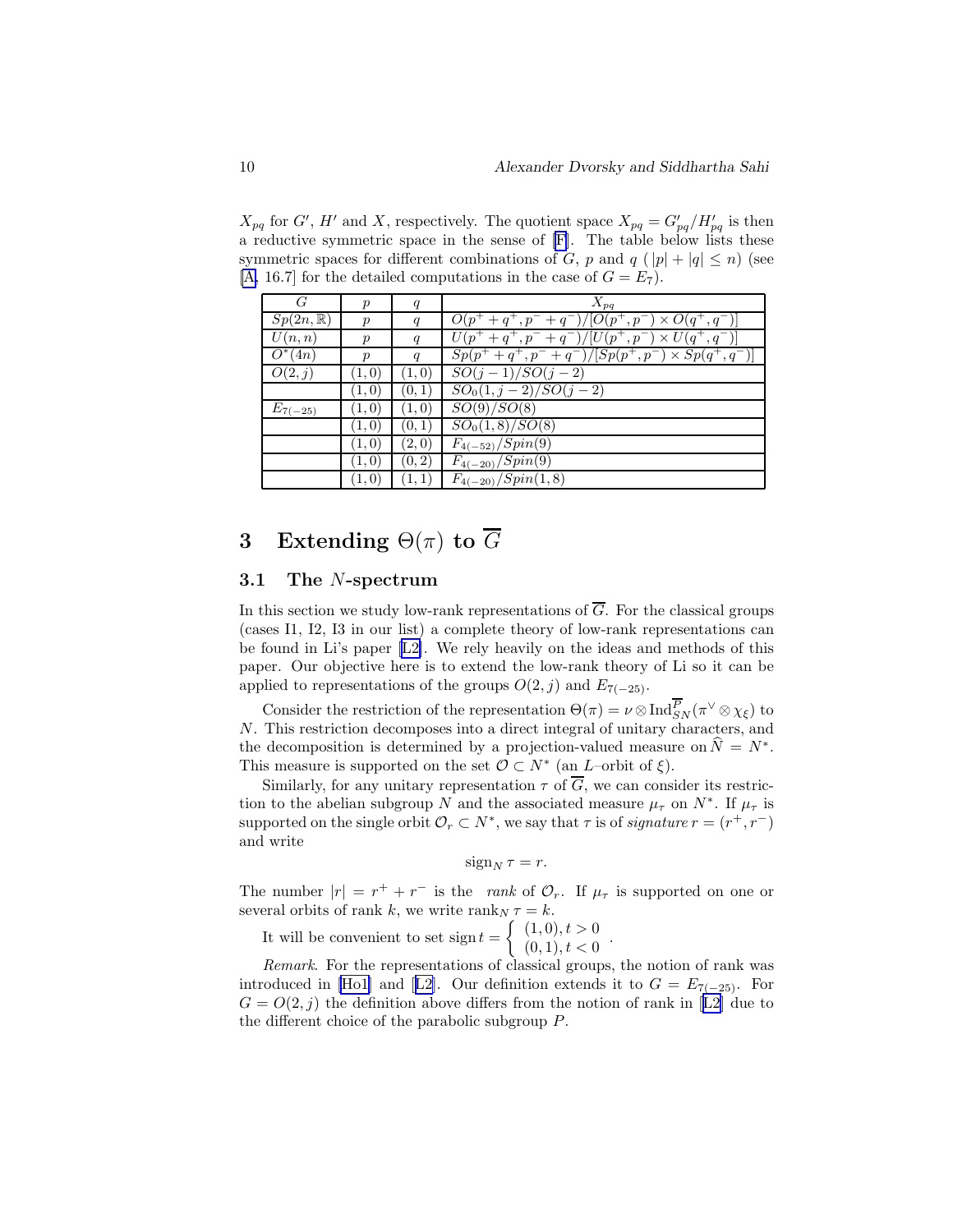$X_{pq}$ for $G'$, $H'$ and $X$, respectively. The quotient space $X_{pq} = G'_{pq}/H'_{pq}$ is then a reductive symmetric space in the sense of [F]. The table below lists these symmetric spaces for different combinations of $G$, $p$ and $q$ ($|p|+|q| \leq n$) (see [A, 16.7] for the detailed computations in the case of $G = E_7$).

| $G$ | $p$ | $q$ | $X_{pq}$ |
|---|---|---|---|
| $Sp(2n,\mathbb{R})$ | $p$ | $q$ | $O(p^+ + q^+, p^- + q^-)/[O(p^+,p^-) \times O(q^+,q^-)]$ |
| $U(n,n)$ | $p$ | $q$ | $U(p^+ + q^+, p^- + q^-)/[U(p^+,p^-) \times U(q^+,q^-)]$ |
| $O^*(4n)$ | $p$ | $q$ | $Sp(p^+ + q^+, p^- + q^-)/[Sp(p^+,p^-) \times Sp(q^+,q^-)]$ |
| $O(2,j)$ | $(1,0)$ | $(1,0)$ | $SO(j-1)/SO(j-2)$ |
| | $(1,0)$ | $(0,1)$ | $SO_0(1,j-2)/SO(j-2)$ |
| $E_{7(-25)}$ | $(1,0)$ | $(1,0)$ | $SO(9)/SO(8)$ |
| | $(1,0)$ | $(0,1)$ | $SO_0(1,8)/SO(8)$ |
| | $(1,0)$ | $(2,0)$ | $F_{4(-52)}/Spin(9)$ |
| | $(1,0)$ | $(0,2)$ | $F_{4(-20)}/Spin(9)$ |
| | $(1,0)$ | $(1,1)$ | $F_{4(-20)}/Spin(1,8)$ |

# 3 Extending $\Theta(\pi)$ to $\overline{G}$

## 3.1 The $N$-spectrum

In this section we study low-rank representations of $\overline{G}$. For the classical groups (cases I1, I2, I3 in our list) a complete theory of low-rank representations can be found in Li's paper [L2]. We rely heavily on the ideas and methods of this paper. Our objective here is to extend the low-rank theory of Li so it can be applied to representations of the groups $O(2,j)$ and $E_{7(-25)}$.

Consider the restriction of the representation $\Theta(\pi) = \nu \otimes \mathrm{Ind}_{SN}^{\overline{P}}(\pi^\vee \otimes \chi_\xi)$ to $N$. This restriction decomposes into a direct integral of unitary characters, and the decomposition is determined by a projection-valued measure on $\widehat{N} = N^*$. This measure is supported on the set $\mathcal{O} \subset N^*$ (an $L$–orbit of $\xi$).

Similarly, for any unitary representation $\tau$ of $\overline{G}$, we can consider its restriction to the abelian subgroup $N$ and the associated measure $\mu_\tau$ on $N^*$. If $\mu_\tau$ is supported on the single orbit $\mathcal{O}_r \subset N^*$, we say that $\tau$ is of *signature* $r = (r^+, r^-)$ and write

$$\mathrm{sign}_N\, \tau = r.$$

The number $|r| = r^+ + r^-$ is the *rank* of $\mathcal{O}_r$. If $\mu_\tau$ is supported on one or several orbits of rank $k$, we write $\mathrm{rank}_N\, \tau = k$.

It will be convenient to set $\mathrm{sign}\, t = \begin{cases} (1,0), t > 0 \\ (0,1), t < 0 \end{cases}$.

*Remark*. For the representations of classical groups, the notion of rank was introduced in [Ho1] and [L2]. Our definition extends it to $G = E_{7(-25)}$. For $G = O(2,j)$ the definition above differs from the notion of rank in [L2] due to the different choice of the parabolic subgroup $P$.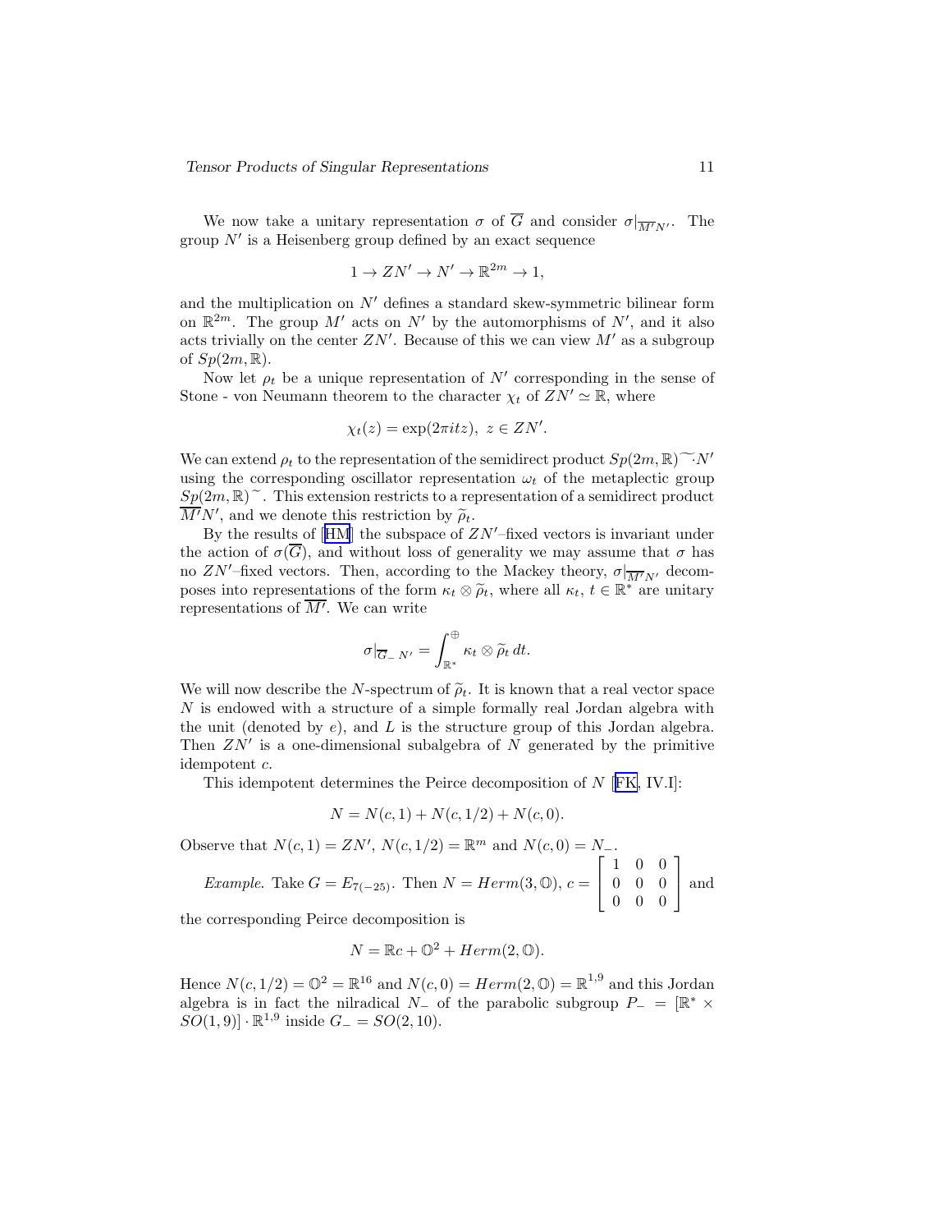We now take a unitary representation $\sigma$ of $\overline{G}$ and consider $\sigma|_{\overline{M'}N'}$. The group $N'$ is a Heisenberg group defined by an exact sequence

$$1 \to ZN' \to N' \to \mathbb{R}^{2m} \to 1,$$

and the multiplication on $N'$ defines a standard skew-symmetric bilinear form on $\mathbb{R}^{2m}$. The group $M'$ acts on $N'$ by the automorphisms of $N'$, and it also acts trivially on the center $ZN'$. Because of this we can view $M'$ as a subgroup of $Sp(2m, \mathbb{R})$.

Now let $\rho_t$ be a unique representation of $N'$ corresponding in the sense of Stone - von Neumann theorem to the character $\chi_t$ of $ZN' \simeq \mathbb{R}$, where

$$\chi_t(z) = \exp(2\pi i t z),\ z \in ZN'.$$

We can extend $\rho_t$ to the representation of the semidirect product $Sp(2m, \mathbb{R})^{\sim} \cdot N'$ using the corresponding oscillator representation $\omega_t$ of the metaplectic group $Sp(2m, \mathbb{R})^{\sim}$. This extension restricts to a representation of a semidirect product $\overline{M'}N'$, and we denote this restriction by $\widetilde{\rho}_t$.

By the results of [HM] the subspace of $ZN'$–fixed vectors is invariant under the action of $\sigma(\overline{G})$, and without loss of generality we may assume that $\sigma$ has no $ZN'$–fixed vectors. Then, according to the Mackey theory, $\sigma|_{\overline{M'}N'}$ decomposes into representations of the form $\kappa_t \otimes \widetilde{\rho}_t$, where all $\kappa_t$, $t \in \mathbb{R}^*$ are unitary representations of $\overline{M'}$. We can write

$$\sigma|_{\overline{G}_-\,N'} = \int_{\mathbb{R}^*}^{\oplus} \kappa_t \otimes \widetilde{\rho}_t \, dt.$$

We will now describe the $N$-spectrum of $\widetilde{\rho}_t$. It is known that a real vector space $N$ is endowed with a structure of a simple formally real Jordan algebra with the unit (denoted by $e$), and $L$ is the structure group of this Jordan algebra. Then $ZN'$ is a one-dimensional subalgebra of $N$ generated by the primitive idempotent $c$.

This idempotent determines the Peirce decomposition of $N$ [FK, IV.I]:

$$N = N(c, 1) + N(c, 1/2) + N(c, 0).$$

Observe that $N(c, 1) = ZN'$, $N(c, 1/2) = \mathbb{R}^m$ and $N(c, 0) = N_-$.

*Example.* Take $G = E_{7(-25)}$. Then $N = Herm(3, \mathbb{O})$, $c = \begin{bmatrix} 1 & 0 & 0 \\ 0 & 0 & 0 \\ 0 & 0 & 0 \end{bmatrix}$ and the corresponding Peirce decomposition is

$$N = \mathbb{R}c + \mathbb{O}^2 + Herm(2, \mathbb{O}).$$

Hence $N(c, 1/2) = \mathbb{O}^2 = \mathbb{R}^{16}$ and $N(c, 0) = Herm(2, \mathbb{O}) = \mathbb{R}^{1,9}$ and this Jordan algebra is in fact the nilradical $N_-$ of the parabolic subgroup $P_- = [\mathbb{R}^* \times SO(1, 9)] \cdot \mathbb{R}^{1,9}$ inside $G_- = SO(2, 10)$.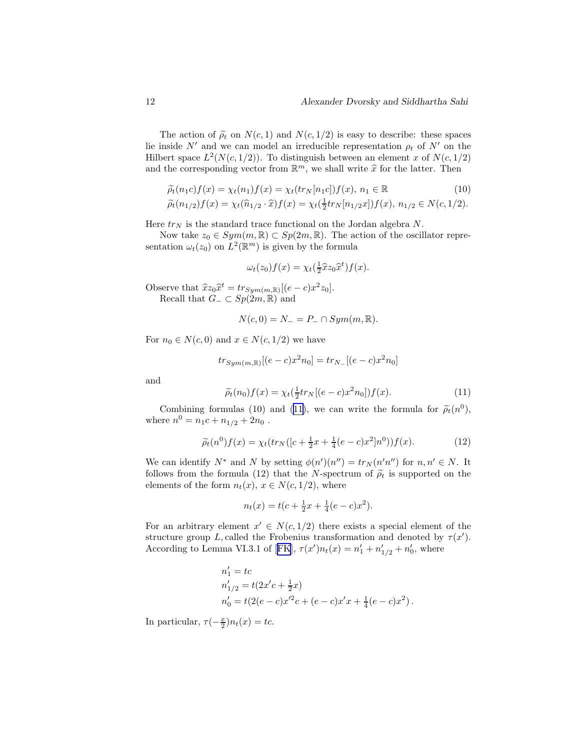The action of $\widetilde{\rho}_t$ on $N(c,1)$ and $N(c,1/2)$ is easy to describe: these spaces lie inside $N'$ and we can model an irreducible representation $\rho_t$ of $N'$ on the Hilbert space $L^2(N(c,1/2))$. To distinguish between an element $x$ of $N(c,1/2)$ and the corresponding vector from $\mathbb{R}^m$, we shall write $\widehat{x}$ for the latter. Then

$$
\begin{aligned}
\widetilde{\rho}_t(n_1 c)f(x) &= \chi_t(n_1)f(x) = \chi_t(tr_N[n_1 c])f(x),\ n_1 \in \mathbb{R} \\
\widetilde{\rho}_t(n_{1/2})f(x) &= \chi_t(\widehat{n}_{1/2}\cdot\widehat{x})f(x) = \chi_t(\tfrac{1}{2}tr_N[n_{1/2}x])f(x),\ n_{1/2}\in N(c,1/2).
\end{aligned}
\tag{10}
$$

Here $tr_N$ is the standard trace functional on the Jordan algebra $N$.

Now take $z_0 \in Sym(m,\mathbb{R}) \subset Sp(2m,\mathbb{R})$. The action of the oscillator representation $\omega_t(z_0)$ on $L^2(\mathbb{R}^m)$ is given by the formula

$$
\omega_t(z_0)f(x) = \chi_t(\tfrac{1}{2}\widehat{x}z_0\widehat{x}^t)f(x).
$$

Observe that $\widehat{x}z_0\widehat{x}^t = tr_{Sym(m,\mathbb{R})}[(e-c)x^2 z_0]$.

Recall that $G_- \subset Sp(2m,\mathbb{R})$ and

$$
N(c,0) = N_- = P_- \cap Sym(m,\mathbb{R}).
$$

For $n_0 \in N(c,0)$ and $x \in N(c,1/2)$ we have

$$
tr_{Sym(m,\mathbb{R})}[(e-c)x^2 n_0] = tr_{N_-}[(e-c)x^2 n_0]
$$

and

$$
\widetilde{\rho}_t(n_0)f(x) = \chi_t(\tfrac{1}{2}tr_N[(e-c)x^2 n_0])f(x).
\tag{11}
$$

Combining formulas (10) and (11), we can write the formula for $\widetilde{\rho}_t(n^0)$, where $n^0 = n_1 c + n_{1/2} + 2n_0$ .

$$
\widetilde{\rho}_t(n^0)f(x) = \chi_t(tr_N([c + \tfrac{1}{2}x + \tfrac{1}{4}(e-c)x^2]n^0))f(x).
\tag{12}
$$

We can identify $N^*$ and $N$ by setting $\phi(n')(n'') = tr_N(n'n'')$ for $n,n' \in N$. It follows from the formula (12) that the $N$-spectrum of $\widetilde{\rho}_t$ is supported on the elements of the form $n_t(x)$, $x \in N(c,1/2)$, where

$$
n_t(x) = t(c + \tfrac{1}{2}x + \tfrac{1}{4}(e-c)x^2).
$$

For an arbitrary element $x' \in N(c,1/2)$ there exists a special element of the structure group $L$, called the Frobenius transformation and denoted by $\tau(x')$. According to Lemma VI.3.1 of [FK], $\tau(x')n_t(x) = n'_1 + n'_{1/2} + n'_0$, where

$$
\begin{aligned}
n'_1 &= tc \\
n'_{1/2} &= t(2x'c + \tfrac{1}{2}x) \\
n'_0 &= t(2(e-c)x'^2 c + (e-c)x'x + \tfrac{1}{4}(e-c)x^2)\,.
\end{aligned}
$$

In particular, $\tau(-\frac{x}{2})n_t(x) = tc$.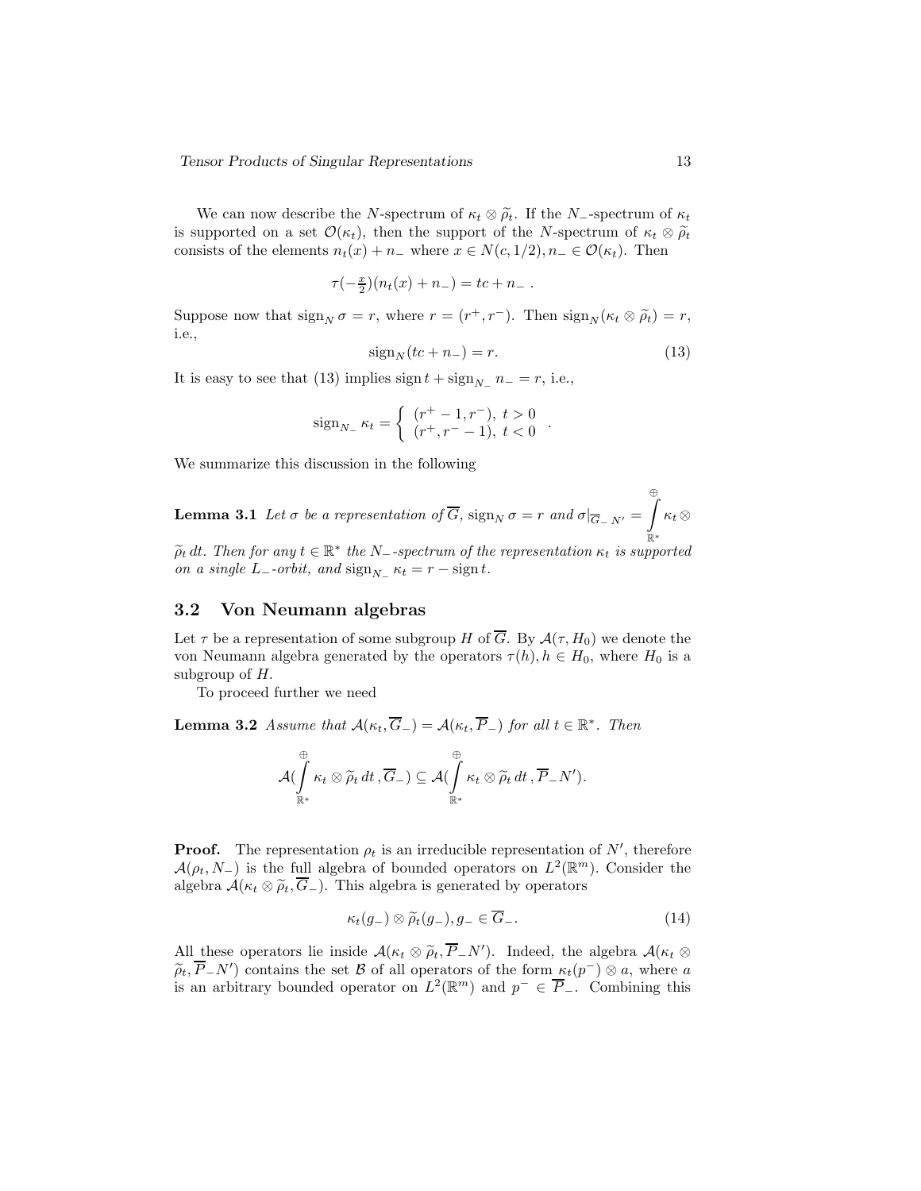We can now describe the $N$-spectrum of $\kappa_t \otimes \widetilde{\rho}_t$. If the $N_-$-spectrum of $\kappa_t$ is supported on a set $\mathcal{O}(\kappa_t)$, then the support of the $N$-spectrum of $\kappa_t \otimes \widetilde{\rho}_t$ consists of the elements $n_t(x) + n_-$ where $x \in N(c, 1/2), n_- \in \mathcal{O}(\kappa_t)$. Then

$$\tau(-\tfrac{x}{2})(n_t(x) + n_-) = tc + n_- \; .$$

Suppose now that $\operatorname{sign}_N \sigma = r$, where $r = (r^+, r^-)$. Then $\operatorname{sign}_N(\kappa_t \otimes \widetilde{\rho}_t) = r$, i.e.,

$$\operatorname{sign}_N(tc + n_-) = r. \tag{13}$$

It is easy to see that (13) implies $\operatorname{sign} t + \operatorname{sign}_{N_-} n_- = r$, i.e.,

$$\operatorname{sign}_{N_-} \kappa_t = \begin{cases} (r^+ - 1, r^-), \; t > 0 \\ (r^+, r^- - 1), \; t < 0 \end{cases} .$$

We summarize this discussion in the following

**Lemma 3.1** *Let $\sigma$ be a representation of $\overline{G}$, $\operatorname{sign}_N \sigma = r$ and $\sigma|_{\overline{G}_-\, N'} = \int^{\oplus}_{\mathbb{R}^*} \kappa_t \otimes \widetilde{\rho}_t \, dt$. Then for any $t \in \mathbb{R}^*$ the $N_-$-spectrum of the representation $\kappa_t$ is supported on a single $L_-$-orbit, and $\operatorname{sign}_{N_-} \kappa_t = r - \operatorname{sign} t$.*

## 3.2 Von Neumann algebras

Let $\tau$ be a representation of some subgroup $H$ of $\overline{G}$. By $\mathcal{A}(\tau, H_0)$ we denote the von Neumann algebra generated by the operators $\tau(h), h \in H_0$, where $H_0$ is a subgroup of $H$.

To proceed further we need

**Lemma 3.2** *Assume that $\mathcal{A}(\kappa_t, \overline{G}_-) = \mathcal{A}(\kappa_t, \overline{P}_-)$ for all $t \in \mathbb{R}^*$. Then*

$$\mathcal{A}(\int^{\oplus}_{\mathbb{R}^*} \kappa_t \otimes \widetilde{\rho}_t \, dt \, , \overline{G}_-) \subseteq \mathcal{A}(\int^{\oplus}_{\mathbb{R}^*} \kappa_t \otimes \widetilde{\rho}_t \, dt \, , \overline{P}_- N').$$

**Proof.** The representation $\rho_t$ is an irreducible representation of $N'$, therefore $\mathcal{A}(\rho_t, N_-)$ is the full algebra of bounded operators on $L^2(\mathbb{R}^m)$. Consider the algebra $\mathcal{A}(\kappa_t \otimes \widetilde{\rho}_t, \overline{G}_-)$. This algebra is generated by operators

$$\kappa_t(g_-) \otimes \widetilde{\rho}_t(g_-), g_- \in \overline{G}_-. \tag{14}$$

All these operators lie inside $\mathcal{A}(\kappa_t \otimes \widetilde{\rho}_t, \overline{P}_- N')$. Indeed, the algebra $\mathcal{A}(\kappa_t \otimes \widetilde{\rho}_t, \overline{P}_- N')$ contains the set $\mathcal{B}$ of all operators of the form $\kappa_t(p^-) \otimes a$, where $a$ is an arbitrary bounded operator on $L^2(\mathbb{R}^m)$ and $p^- \in \overline{P}_-$. Combining this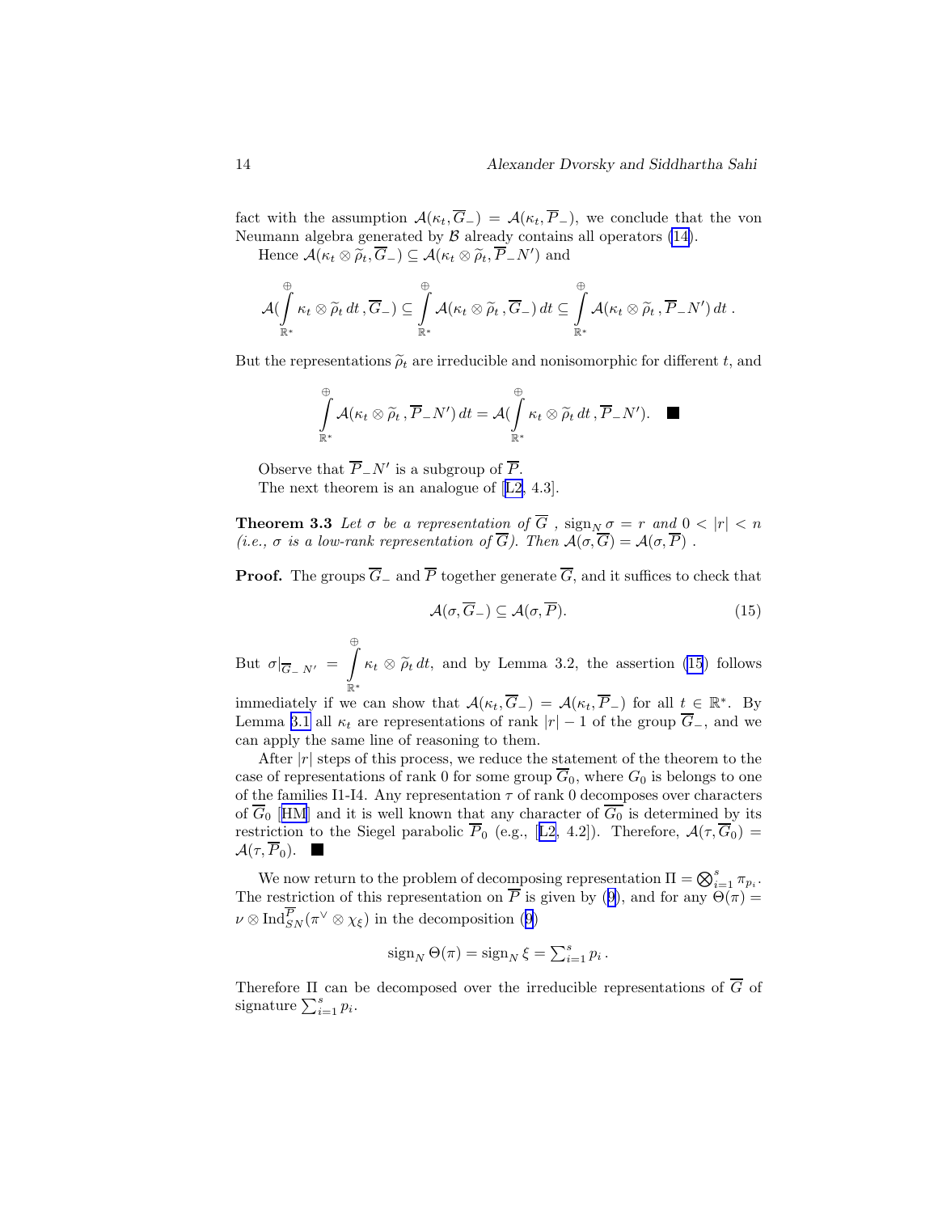fact with the assumption $\mathcal{A}(\kappa_t, \overline{G}_-) = \mathcal{A}(\kappa_t, \overline{P}_-)$, we conclude that the von Neumann algebra generated by $\mathcal{B}$ already contains all operators (14).

Hence $\mathcal{A}(\kappa_t \otimes \widetilde{\rho}_t, \overline{G}_-) \subseteq \mathcal{A}(\kappa_t \otimes \widetilde{\rho}_t, \overline{P}_- N')$ and

$$\mathcal{A}\Big(\int_{\mathbb{R}^*}^{\oplus} \kappa_t \otimes \widetilde{\rho}_t \, dt \, , \overline{G}_-\Big) \subseteq \int_{\mathbb{R}^*}^{\oplus} \mathcal{A}(\kappa_t \otimes \widetilde{\rho}_t \, , \overline{G}_-) \, dt \subseteq \int_{\mathbb{R}^*}^{\oplus} \mathcal{A}(\kappa_t \otimes \widetilde{\rho}_t \, , \overline{P}_- N') \, dt \, .$$

But the representations $\widetilde{\rho}_t$ are irreducible and nonisomorphic for different $t$, and

$$\int_{\mathbb{R}^*}^{\oplus} \mathcal{A}(\kappa_t \otimes \widetilde{\rho}_t \, , \overline{P}_- N') \, dt = \mathcal{A}\Big(\int_{\mathbb{R}^*}^{\oplus} \kappa_t \otimes \widetilde{\rho}_t \, dt \, , \overline{P}_- N'\Big). \quad \blacksquare$$

Observe that $\overline{P}_- N'$ is a subgroup of $\overline{P}$.

The next theorem is an analogue of [L2, 4.3].

**Theorem 3.3** *Let $\sigma$ be a representation of $\overline{G}$ , $\operatorname{sign}_N \sigma = r$ and $0 < |r| < n$ (i.e., $\sigma$ is a low-rank representation of $\overline{G}$). Then $\mathcal{A}(\sigma, \overline{G}) = \mathcal{A}(\sigma, \overline{P})$ .*

**Proof.** The groups $\overline{G}_-$ and $\overline{P}$ together generate $\overline{G}$, and it suffices to check that

$$\mathcal{A}(\sigma, \overline{G}_-) \subseteq \mathcal{A}(\sigma, \overline{P}). \tag{15}$$

But $\sigma|_{\overline{G}_- N'} = \int_{\mathbb{R}^*}^{\oplus} \kappa_t \otimes \widetilde{\rho}_t \, dt$, and by Lemma 3.2, the assertion (15) follows immediately if we can show that $\mathcal{A}(\kappa_t, \overline{G}_-) = \mathcal{A}(\kappa_t, \overline{P}_-)$ for all $t \in \mathbb{R}^*$. By Lemma 3.1 all $\kappa_t$ are representations of rank $|r| - 1$ of the group $\overline{G}_-$, and we can apply the same line of reasoning to them.

After $|r|$ steps of this process, we reduce the statement of the theorem to the case of representations of rank 0 for some group $\overline{G}_0$, where $G_0$ is belongs to one of the families I1-I4. Any representation $\tau$ of rank 0 decomposes over characters of $\overline{G}_0$ [HM] and it is well known that any character of $\overline{G_0}$ is determined by its restriction to the Siegel parabolic $\overline{P}_0$ (e.g., [L2, 4.2]). Therefore, $\mathcal{A}(\tau, \overline{G}_0) = \mathcal{A}(\tau, \overline{P}_0)$. $\blacksquare$

We now return to the problem of decomposing representation $\Pi = \bigotimes_{i=1}^{s} \pi_{p_i}$. The restriction of this representation on $\overline{P}$ is given by (9), and for any $\Theta(\pi) = \nu \otimes \operatorname{Ind}_{SN}^{\overline{P}}(\pi^\vee \otimes \chi_\xi)$ in the decomposition (9)

$$\operatorname{sign}_N \Theta(\pi) = \operatorname{sign}_N \xi = \textstyle\sum_{i=1}^{s} p_i \, .$$

Therefore $\Pi$ can be decomposed over the irreducible representations of $\overline{G}$ of signature $\sum_{i=1}^{s} p_i$.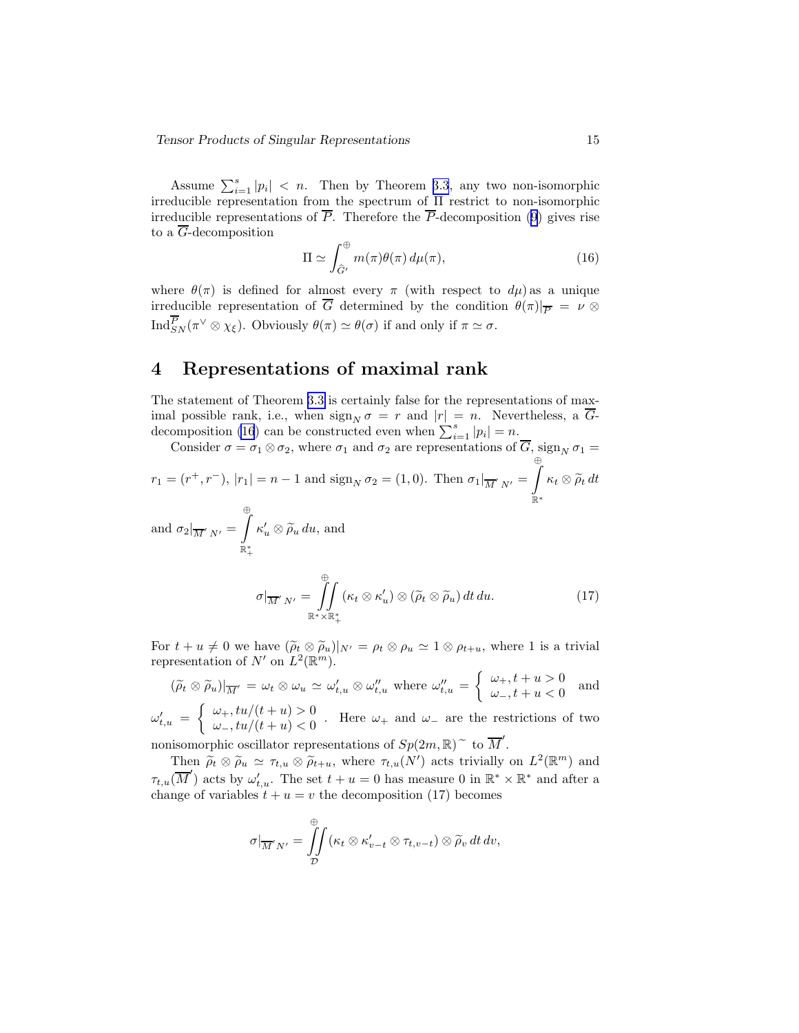Assume $\sum_{i=1}^{s} |p_i| < n$. Then by Theorem 3.3, any two non-isomorphic irreducible representation from the spectrum of $\Pi$ restrict to non-isomorphic irreducible representations of $\overline{P}$. Therefore the $\overline{P}$-decomposition (9) gives rise to a $\overline{G}$-decomposition

$$\Pi \simeq \int_{\widehat{G'}}^{\oplus} m(\pi)\theta(\pi)\, d\mu(\pi), \tag{16}$$

where $\theta(\pi)$ is defined for almost every $\pi$ (with respect to $d\mu$) as a unique irreducible representation of $\overline{G}$ determined by the condition $\theta(\pi)|_{\overline{P}} = \nu \otimes \mathrm{Ind}_{SN}^{\overline{P}}(\pi^{\vee} \otimes \chi_{\xi})$. Obviously $\theta(\pi) \simeq \theta(\sigma)$ if and only if $\pi \simeq \sigma$.

# 4 Representations of maximal rank

The statement of Theorem 3.3 is certainly false for the representations of maximal possible rank, i.e., when $\mathrm{sign}_N\, \sigma = r$ and $|r| = n$. Nevertheless, a $\overline{G}$-decomposition (16) can be constructed even when $\sum_{i=1}^{s} |p_i| = n$.

Consider $\sigma = \sigma_1 \otimes \sigma_2$, where $\sigma_1$ and $\sigma_2$ are representations of $\overline{G}$, $\mathrm{sign}_N\, \sigma_1 = r_1 = (r^+, r^-)$, $|r_1| = n-1$ and $\mathrm{sign}_N\, \sigma_2 = (1,0)$. Then $\sigma_1|_{\overline{M}' N'} = \int\limits_{\mathbb{R}^*}^{\oplus} \kappa_t \otimes \widetilde{\rho}_t\, dt$ and $\sigma_2|_{\overline{M}' N'} = \int\limits_{\mathbb{R}^*_+}^{\oplus} \kappa'_u \otimes \widetilde{\rho}_u\, du$, and

$$\sigma|_{\overline{M}' N'} = \iint\limits_{\mathbb{R}^* \times \mathbb{R}^*_+}^{\oplus} (\kappa_t \otimes \kappa'_u) \otimes (\widetilde{\rho}_t \otimes \widetilde{\rho}_u)\, dt\, du. \tag{17}$$

For $t + u \neq 0$ we have $(\widetilde{\rho}_t \otimes \widetilde{\rho}_u)|_{N'} = \rho_t \otimes \rho_u \simeq 1 \otimes \rho_{t+u}$, where $1$ is a trivial representation of $N'$ on $L^2(\mathbb{R}^m)$.

$(\widetilde{\rho}_t \otimes \widetilde{\rho}_u)|_{\overline{M}'} = \omega_t \otimes \omega_u \simeq \omega'_{t,u} \otimes \omega''_{t,u}$ where $\omega''_{t,u} = \begin{cases} \omega_+, t+u > 0 \\ \omega_-, t+u < 0 \end{cases}$ and $\omega'_{t,u} = \begin{cases} \omega_+, tu/(t+u) > 0 \\ \omega_-, tu/(t+u) < 0 \end{cases}$. Here $\omega_+$ and $\omega_-$ are the restrictions of two nonisomorphic oscillator representations of $Sp(2m,\mathbb{R})^{\sim}$ to $\overline{M}'$.

Then $\widetilde{\rho}_t \otimes \widetilde{\rho}_u \simeq \tau_{t,u} \otimes \widetilde{\rho}_{t+u}$, where $\tau_{t,u}(N')$ acts trivially on $L^2(\mathbb{R}^m)$ and $\tau_{t,u}(\overline{M}')$ acts by $\omega'_{t,u}$. The set $t + u = 0$ has measure 0 in $\mathbb{R}^* \times \mathbb{R}^*$ and after a change of variables $t + u = v$ the decomposition (17) becomes

$$\sigma|_{\overline{M}' N'} = \iint\limits_{\mathcal{D}}^{\oplus} (\kappa_t \otimes \kappa'_{v-t} \otimes \tau_{t,v-t}) \otimes \widetilde{\rho}_v\, dt\, dv,$$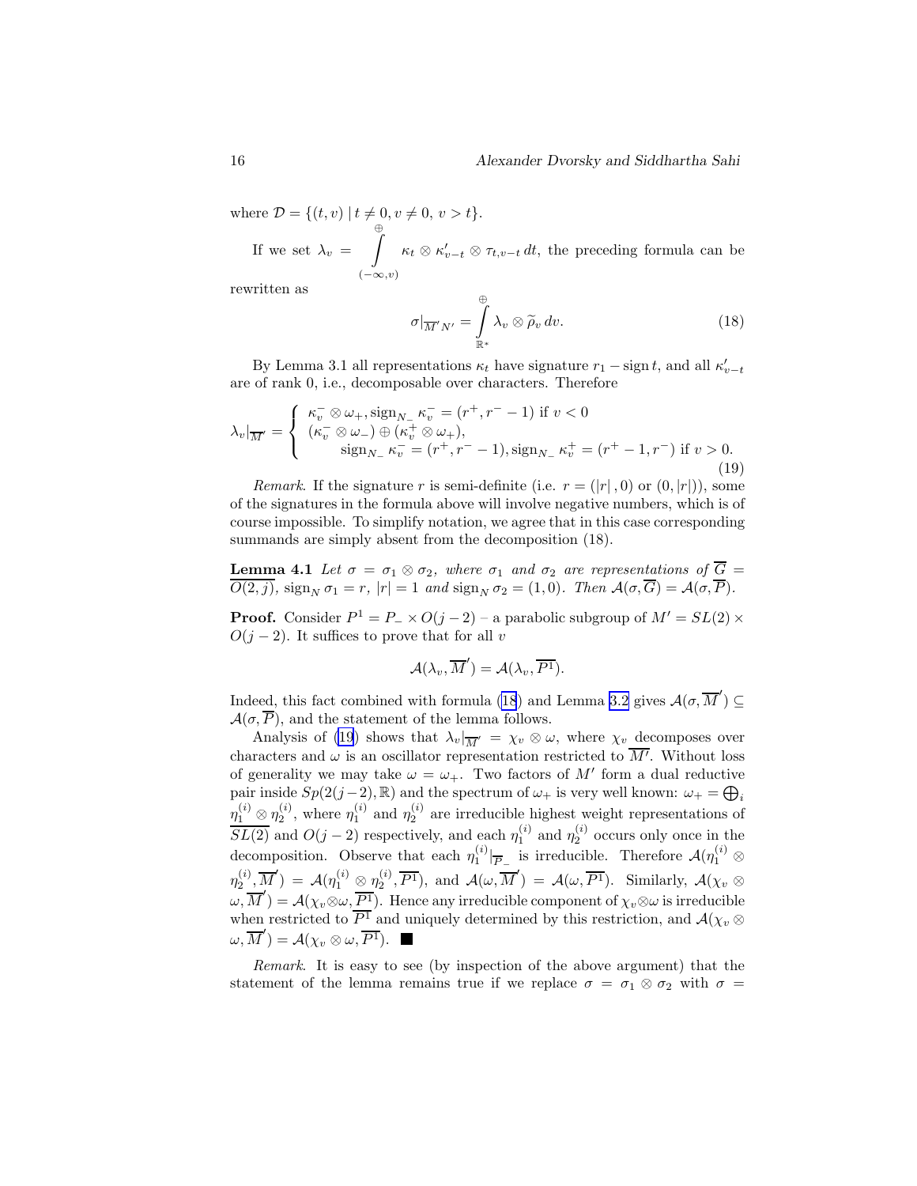where $\mathcal{D} = \{(t, v) \mid t \neq 0, v \neq 0,\ v > t\}$.

If we set $\lambda_v = \int\limits_{(-\infty,v)}^{\oplus} \kappa_t \otimes \kappa'_{v-t} \otimes \tau_{t,v-t}\, dt$, the preceding formula can be rewritten as

$$\sigma|_{\overline{M}' N'} = \int\limits_{\mathbb{R}^*}^{\oplus} \lambda_v \otimes \widetilde{\rho}_v \, dv. \tag{18}$$

By Lemma 3.1 all representations $\kappa_t$ have signature $r_1 - \operatorname{sign} t$, and all $\kappa'_{v-t}$ are of rank 0, i.e., decomposable over characters. Therefore

$$\lambda_v|_{\overline{M'}} = \begin{cases} \kappa_v^- \otimes \omega_+, \operatorname{sign}_{N_-} \kappa_v^- = (r^+, r^- - 1) \text{ if } v < 0 \\ (\kappa_v^- \otimes \omega_-) \oplus (\kappa_v^+ \otimes \omega_+), \\ \qquad \operatorname{sign}_{N_-} \kappa_v^- = (r^+, r^- - 1), \operatorname{sign}_{N_-} \kappa_v^+ = (r^+ - 1, r^-) \text{ if } v > 0. \end{cases} \tag{19}$$

*Remark.* If the signature $r$ is semi-definite (i.e. $r = (|r|, 0)$ or $(0, |r|)$), some of the signatures in the formula above will involve negative numbers, which is of course impossible. To simplify notation, we agree that in this case corresponding summands are simply absent from the decomposition (18).

**Lemma 4.1** *Let $\sigma = \sigma_1 \otimes \sigma_2$, where $\sigma_1$ and $\sigma_2$ are representations of $\overline{G} = \overline{O(2,j)}$, $\operatorname{sign}_N \sigma_1 = r$, $|r| = 1$ and $\operatorname{sign}_N \sigma_2 = (1, 0)$. Then $\mathcal{A}(\sigma, \overline{G}) = \mathcal{A}(\sigma, \overline{P})$.*

**Proof.** Consider $P^1 = P_- \times O(j-2)$ – a parabolic subgroup of $M' = SL(2) \times O(j-2)$. It suffices to prove that for all $v$

$$\mathcal{A}(\lambda_v, \overline{M}') = \mathcal{A}(\lambda_v, \overline{P^1}).$$

Indeed, this fact combined with formula (18) and Lemma 3.2 gives $\mathcal{A}(\sigma, \overline{M}') \subseteq \mathcal{A}(\sigma, \overline{P})$, and the statement of the lemma follows.

Analysis of (19) shows that $\lambda_v|_{\overline{M'}} = \chi_v \otimes \omega$, where $\chi_v$ decomposes over characters and $\omega$ is an oscillator representation restricted to $\overline{M'}$. Without loss of generality we may take $\omega = \omega_+$. Two factors of $M'$ form a dual reductive pair inside $Sp(2(j-2), \mathbb{R})$ and the spectrum of $\omega_+$ is very well known: $\omega_+ = \bigoplus_i \eta_1^{(i)} \otimes \eta_2^{(i)}$, where $\eta_1^{(i)}$ and $\eta_2^{(i)}$ are irreducible highest weight representations of $\overline{SL(2)}$ and $O(j-2)$ respectively, and each $\eta_1^{(i)}$ and $\eta_2^{(i)}$ occurs only once in the decomposition. Observe that each $\eta_1^{(i)}|_{\overline{P}_-}$ is irreducible. Therefore $\mathcal{A}(\eta_1^{(i)} \otimes \eta_2^{(i)}, \overline{M}') = \mathcal{A}(\eta_1^{(i)} \otimes \eta_2^{(i)}, \overline{P^1})$, and $\mathcal{A}(\omega, \overline{M}') = \mathcal{A}(\omega, \overline{P^1})$. Similarly, $\mathcal{A}(\chi_v \otimes \omega, \overline{M}') = \mathcal{A}(\chi_v \otimes \omega, \overline{P^1})$. Hence any irreducible component of $\chi_v \otimes \omega$ is irreducible when restricted to $\overline{P^1}$ and uniquely determined by this restriction, and $\mathcal{A}(\chi_v \otimes \omega, \overline{M}') = \mathcal{A}(\chi_v \otimes \omega, \overline{P^1})$. ■

*Remark.* It is easy to see (by inspection of the above argument) that the statement of the lemma remains true if we replace $\sigma = \sigma_1 \otimes \sigma_2$ with $\sigma =$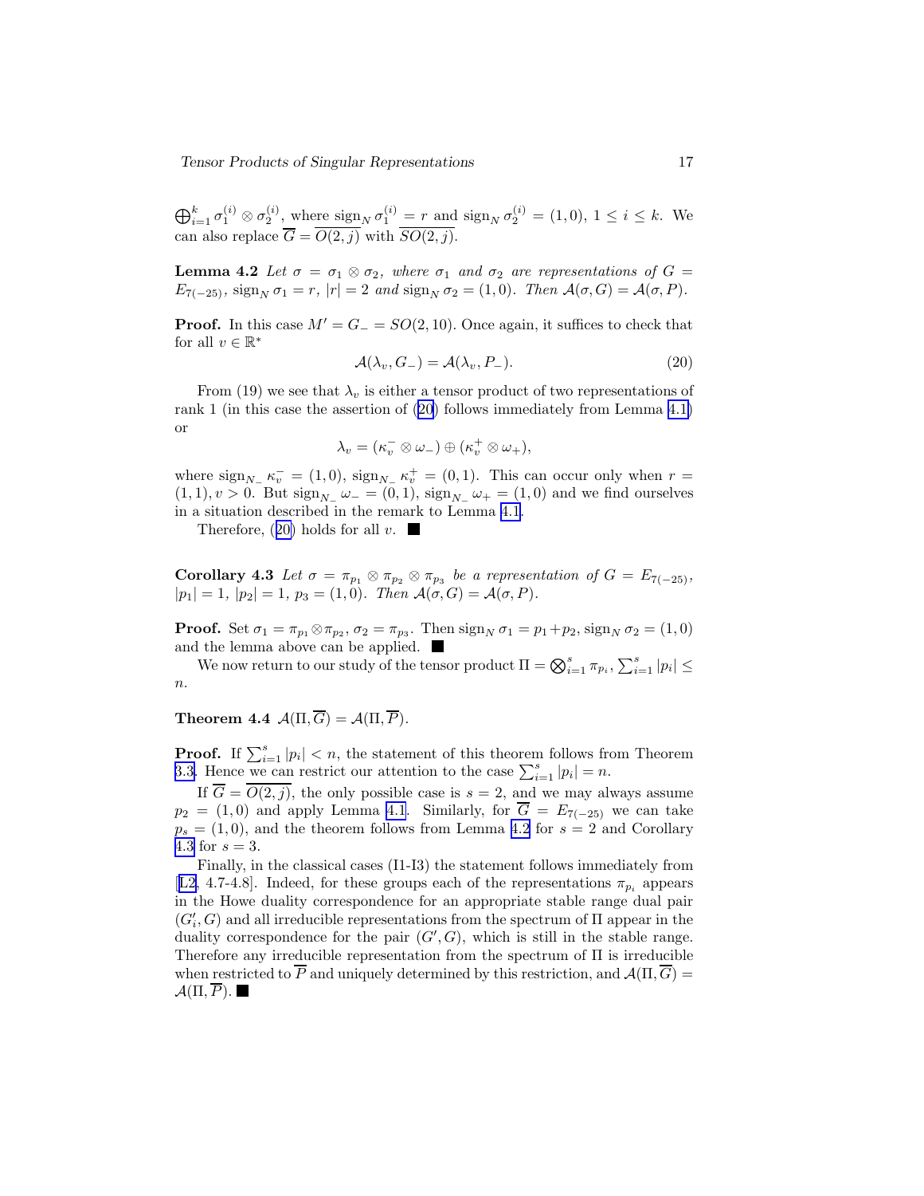$\bigoplus_{i=1}^{k} \sigma_1^{(i)} \otimes \sigma_2^{(i)}$, where $\operatorname{sign}_N \sigma_1^{(i)} = r$ and $\operatorname{sign}_N \sigma_2^{(i)} = (1,0)$, $1 \le i \le k$. We can also replace $\overline{G} = \overline{O(2,j)}$ with $\overline{SO(2,j)}$.

**Lemma 4.2** *Let $\sigma = \sigma_1 \otimes \sigma_2$, where $\sigma_1$ and $\sigma_2$ are representations of $G = E_{7(-25)}$, $\operatorname{sign}_N \sigma_1 = r$, $|r| = 2$ and $\operatorname{sign}_N \sigma_2 = (1,0)$. Then $\mathcal{A}(\sigma, G) = \mathcal{A}(\sigma, P)$.*

**Proof.** In this case $M' = G_- = SO(2,10)$. Once again, it suffices to check that for all $v \in \mathbb{R}^*$

$$\mathcal{A}(\lambda_v, G_-) = \mathcal{A}(\lambda_v, P_-). \tag{20}$$

From (19) we see that $\lambda_v$ is either a tensor product of two representations of rank 1 (in this case the assertion of (20) follows immediately from Lemma 4.1) or

$$\lambda_v = (\kappa_v^- \otimes \omega_-) \oplus (\kappa_v^+ \otimes \omega_+),$$

where $\operatorname{sign}_{N_-} \kappa_v^- = (1,0)$, $\operatorname{sign}_{N_-} \kappa_v^+ = (0,1)$. This can occur only when $r = (1,1), v > 0$. But $\operatorname{sign}_{N_-} \omega_- = (0,1)$, $\operatorname{sign}_{N_-} \omega_+ = (1,0)$ and we find ourselves in a situation described in the remark to Lemma 4.1.

Therefore, (20) holds for all $v$. ■

**Corollary 4.3** *Let $\sigma = \pi_{p_1} \otimes \pi_{p_2} \otimes \pi_{p_3}$ be a representation of $G = E_{7(-25)}$, $|p_1| = 1$, $|p_2| = 1$, $p_3 = (1,0)$. Then $\mathcal{A}(\sigma, G) = \mathcal{A}(\sigma, P)$.*

**Proof.** Set $\sigma_1 = \pi_{p_1} \otimes \pi_{p_2}$, $\sigma_2 = \pi_{p_3}$. Then $\operatorname{sign}_N \sigma_1 = p_1 + p_2$, $\operatorname{sign}_N \sigma_2 = (1,0)$ and the lemma above can be applied. ■

We now return to our study of the tensor product $\Pi = \bigotimes_{i=1}^{s} \pi_{p_i}$, $\sum_{i=1}^{s} |p_i| \le n$.

**Theorem 4.4** $\mathcal{A}(\Pi, \overline{G}) = \mathcal{A}(\Pi, \overline{P})$.

**Proof.** If $\sum_{i=1}^{s} |p_i| < n$, the statement of this theorem follows from Theorem 3.3. Hence we can restrict our attention to the case $\sum_{i=1}^{s} |p_i| = n$.

If $\overline{G} = \overline{O(2,j)}$, the only possible case is $s = 2$, and we may always assume $p_2 = (1,0)$ and apply Lemma 4.1. Similarly, for $\overline{G} = E_{7(-25)}$ we can take $p_s = (1,0)$, and the theorem follows from Lemma 4.2 for $s = 2$ and Corollary 4.3 for $s = 3$.

Finally, in the classical cases (I1-I3) the statement follows immediately from [L2, 4.7-4.8]. Indeed, for these groups each of the representations $\pi_{p_i}$ appears in the Howe duality correspondence for an appropriate stable range dual pair $(G_i', G)$ and all irreducible representations from the spectrum of $\Pi$ appear in the duality correspondence for the pair $(G', G)$, which is still in the stable range. Therefore any irreducible representation from the spectrum of $\Pi$ is irreducible when restricted to $\overline{P}$ and uniquely determined by this restriction, and $\mathcal{A}(\Pi, \overline{G}) = \mathcal{A}(\Pi, \overline{P})$. ■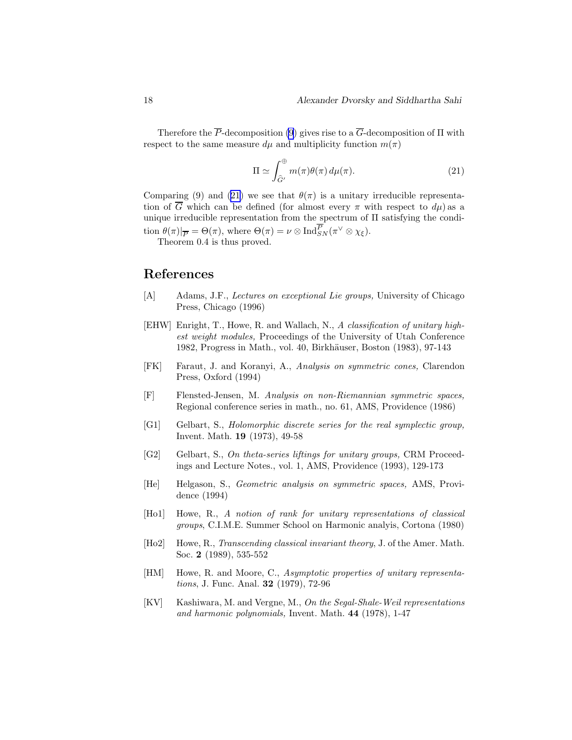Therefore the $\overline{P}$-decomposition (9) gives rise to a $\overline{G}$-decomposition of $\Pi$ with respect to the same measure $d\mu$ and multiplicity function $m(\pi)$

$$\Pi \simeq \int_{\hat{G}'}^{\oplus} m(\pi)\theta(\pi)\, d\mu(\pi). \tag{21}$$

Comparing (9) and (21) we see that $\theta(\pi)$ is a unitary irreducible representation of $\overline{G}$ which can be defined (for almost every $\pi$ with respect to $d\mu$) as a unique irreducible representation from the spectrum of $\Pi$ satisfying the condition $\theta(\pi)|_{\overline{P}} = \Theta(\pi)$, where $\Theta(\pi) = \nu \otimes \mathrm{Ind}_{SN}^{\overline{P}}(\pi^{\vee} \otimes \chi_{\xi})$.

Theorem 0.4 is thus proved.

## References

- [A] Adams, J.F., *Lectures on exceptional Lie groups,* University of Chicago Press, Chicago (1996)
- [EHW] Enright, T., Howe, R. and Wallach, N., *A classification of unitary highest weight modules,* Proceedings of the University of Utah Conference 1982, Progress in Math., vol. 40, Birkhäuser, Boston (1983), 97-143
- [FK] Faraut, J. and Koranyi, A., *Analysis on symmetric cones,* Clarendon Press, Oxford (1994)
- [F] Flensted-Jensen, M. *Analysis on non-Riemannian symmetric spaces,* Regional conference series in math., no. 61, AMS, Providence (1986)
- [G1] Gelbart, S., *Holomorphic discrete series for the real symplectic group,* Invent. Math. **19** (1973), 49-58
- [G2] Gelbart, S., *On theta-series liftings for unitary groups,* CRM Proceedings and Lecture Notes., vol. 1, AMS, Providence (1993), 129-173
- [He] Helgason, S., *Geometric analysis on symmetric spaces,* AMS, Providence (1994)
- [Ho1] Howe, R., *A notion of rank for unitary representations of classical groups*, C.I.M.E. Summer School on Harmonic analyis, Cortona (1980)
- [Ho2] Howe, R., *Transcending classical invariant theory*, J. of the Amer. Math. Soc. **2** (1989), 535-552
- [HM] Howe, R. and Moore, C., *Asymptotic properties of unitary representations*, J. Func. Anal. **32** (1979), 72-96
- [KV] Kashiwara, M. and Vergne, M., *On the Segal-Shale-Weil representations and harmonic polynomials,* Invent. Math. **44** (1978), 1-47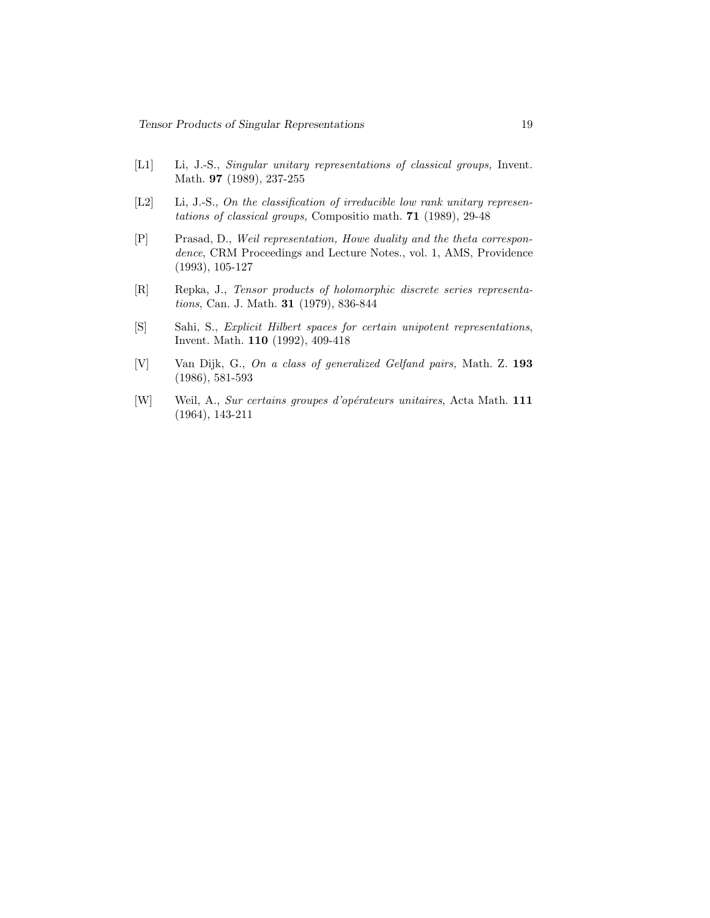[L1] Li, J.-S., *Singular unitary representations of classical groups,* Invent. Math. **97** (1989), 237-255

[L2] Li, J.-S., *On the classification of irreducible low rank unitary representations of classical groups,* Compositio math. **71** (1989), 29-48

[P] Prasad, D., *Weil representation, Howe duality and the theta correspondence*, CRM Proceedings and Lecture Notes., vol. 1, AMS, Providence (1993), 105-127

[R] Repka, J., *Tensor products of holomorphic discrete series representations*, Can. J. Math. **31** (1979), 836-844

[S] Sahi, S., *Explicit Hilbert spaces for certain unipotent representations*, Invent. Math. **110** (1992), 409-418

[V] Van Dijk, G., *On a class of generalized Gelfand pairs,* Math. Z. **193** (1986), 581-593

[W] Weil, A., *Sur certains groupes d'opérateurs unitaires*, Acta Math. **111** (1964), 143-211